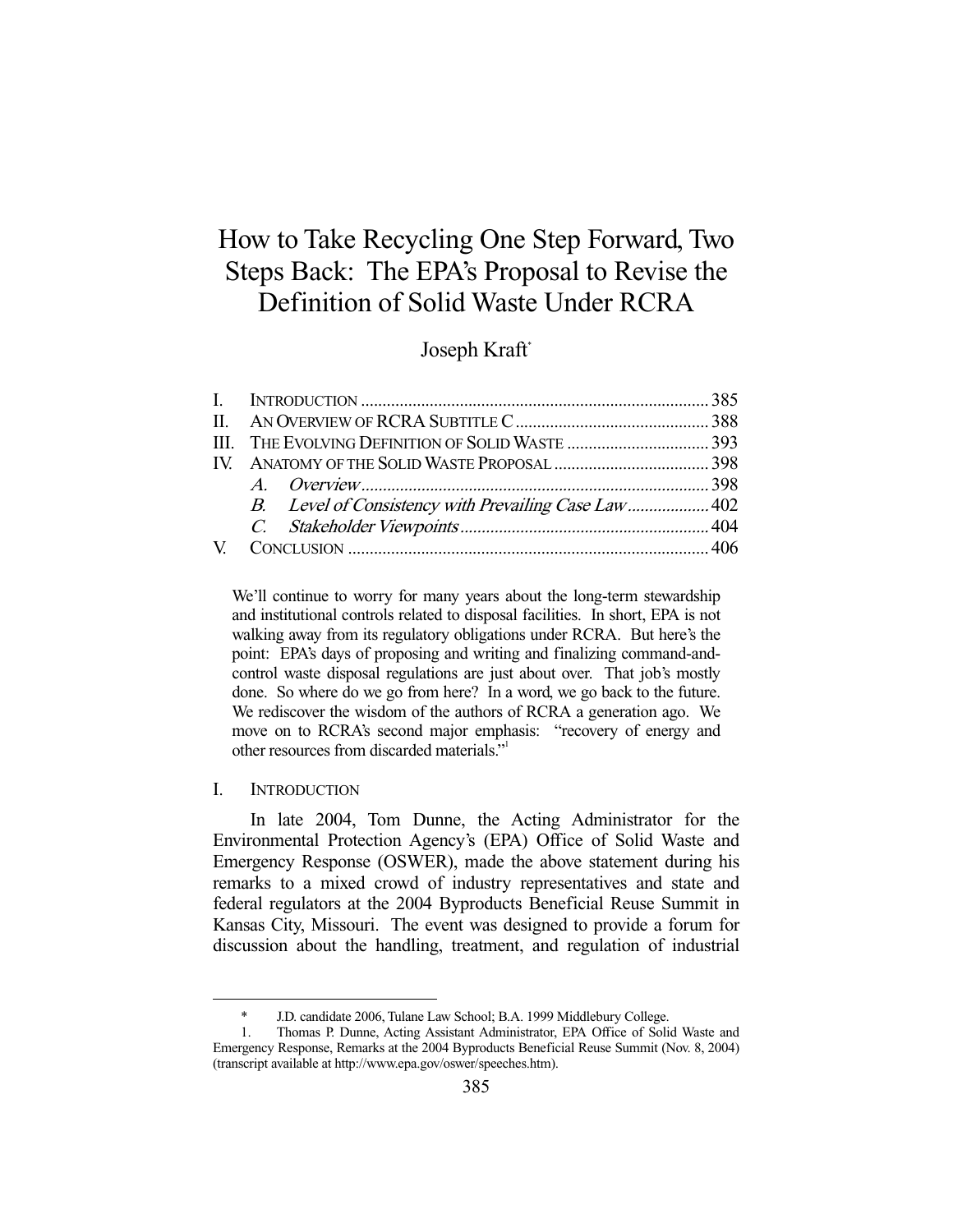# How to Take Recycling One Step Forward, Two Steps Back: The EPA's Proposal to Revise the Definition of Solid Waste Under RCRA

Joseph Kraft*

| | | |
|---|---|---|
| I. | INTRODUCTION | 385 |
| II. | AN OVERVIEW OF RCRA SUBTITLE C | 388 |
| III. | THE EVOLVING DEFINITION OF SOLID WASTE | 393 |
| IV. | ANATOMY OF THE SOLID WASTE PROPOSAL | 398 |
| | *A. Overview* | 398 |
| | *B. Level of Consistency with Prevailing Case Law* | 402 |
| | *C. Stakeholder Viewpoints* | 404 |
| V. | CONCLUSION | 406 |

> We'll continue to worry for many years about the long-term stewardship and institutional controls related to disposal facilities. In short, EPA is not walking away from its regulatory obligations under RCRA. But here's the point: EPA's days of proposing and writing and finalizing command-and-control waste disposal regulations are just about over. That job's mostly done. So where do we go from here? In a word, we go back to the future. We rediscover the wisdom of the authors of RCRA a generation ago. We move on to RCRA's second major emphasis: "recovery of energy and other resources from discarded materials."[1]

## I. INTRODUCTION

In late 2004, Tom Dunne, the Acting Administrator for the Environmental Protection Agency's (EPA) Office of Solid Waste and Emergency Response (OSWER), made the above statement during his remarks to a mixed crowd of industry representatives and state and federal regulators at the 2004 Byproducts Beneficial Reuse Summit in Kansas City, Missouri. The event was designed to provide a forum for discussion about the handling, treatment, and regulation of industrial

---

\* J.D. candidate 2006, Tulane Law School; B.A. 1999 Middlebury College.

1. Thomas P. Dunne, Acting Assistant Administrator, EPA Office of Solid Waste and Emergency Response, Remarks at the 2004 Byproducts Beneficial Reuse Summit (Nov. 8, 2004) (transcript available at http://www.epa.gov/oswer/speeches.htm).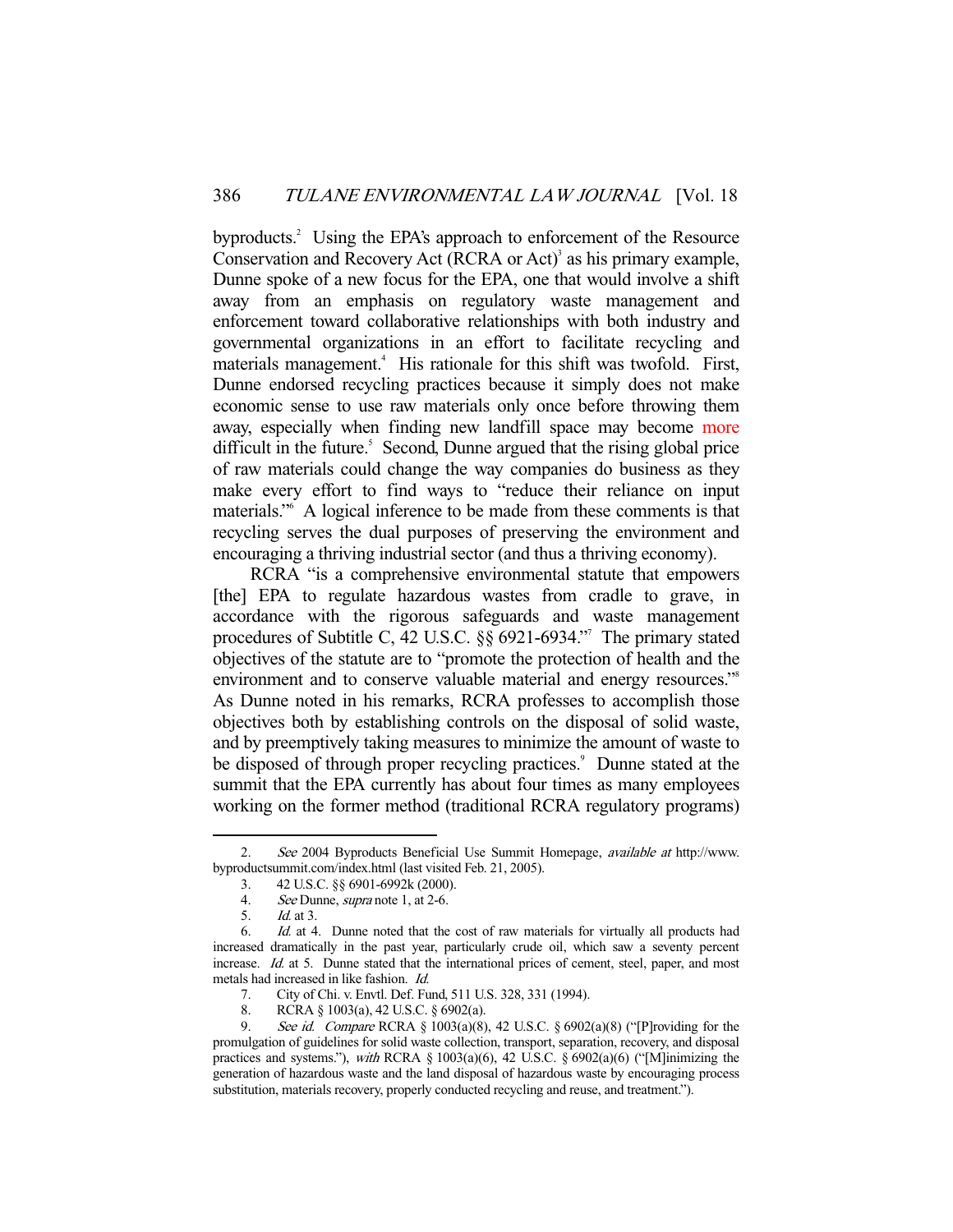byproducts.[2] Using the EPA's approach to enforcement of the Resource Conservation and Recovery Act (RCRA or Act)[3] as his primary example, Dunne spoke of a new focus for the EPA, one that would involve a shift away from an emphasis on regulatory waste management and enforcement toward collaborative relationships with both industry and governmental organizations in an effort to facilitate recycling and materials management.[4] His rationale for this shift was twofold. First, Dunne endorsed recycling practices because it simply does not make economic sense to use raw materials only once before throwing them away, especially when finding new landfill space may become more difficult in the future.[5] Second, Dunne argued that the rising global price of raw materials could change the way companies do business as they make every effort to find ways to "reduce their reliance on input materials."[6] A logical inference to be made from these comments is that recycling serves the dual purposes of preserving the environment and encouraging a thriving industrial sector (and thus a thriving economy).

RCRA "is a comprehensive environmental statute that empowers [the] EPA to regulate hazardous wastes from cradle to grave, in accordance with the rigorous safeguards and waste management procedures of Subtitle C, 42 U.S.C. §§ 6921-6934."[7] The primary stated objectives of the statute are to "promote the protection of health and the environment and to conserve valuable material and energy resources."[8] As Dunne noted in his remarks, RCRA professes to accomplish those objectives both by establishing controls on the disposal of solid waste, and by preemptively taking measures to minimize the amount of waste to be disposed of through proper recycling practices.[9] Dunne stated at the summit that the EPA currently has about four times as many employees working on the former method (traditional RCRA regulatory programs)

---

2. *See* 2004 Byproducts Beneficial Use Summit Homepage, *available at* http://www.byproductsummit.com/index.html (last visited Feb. 21, 2005).

3. 42 U.S.C. §§ 6901-6992k (2000).

4. *See* Dunne, *supra* note 1, at 2-6.

5. *Id.* at 3.

6. *Id.* at 4. Dunne noted that the cost of raw materials for virtually all products had increased dramatically in the past year, particularly crude oil, which saw a seventy percent increase. *Id.* at 5. Dunne stated that the international prices of cement, steel, paper, and most metals had increased in like fashion. *Id.*

7. City of Chi. v. Envtl. Def. Fund, 511 U.S. 328, 331 (1994).

8. RCRA § 1003(a), 42 U.S.C. § 6902(a).

9. *See id.* *Compare* RCRA § 1003(a)(8), 42 U.S.C. § 6902(a)(8) ("[P]roviding for the promulgation of guidelines for solid waste collection, transport, separation, recovery, and disposal practices and systems."), *with* RCRA § 1003(a)(6), 42 U.S.C. § 6902(a)(6) ("[M]inimizing the generation of hazardous waste and the land disposal of hazardous waste by encouraging process substitution, materials recovery, properly conducted recycling and reuse, and treatment.").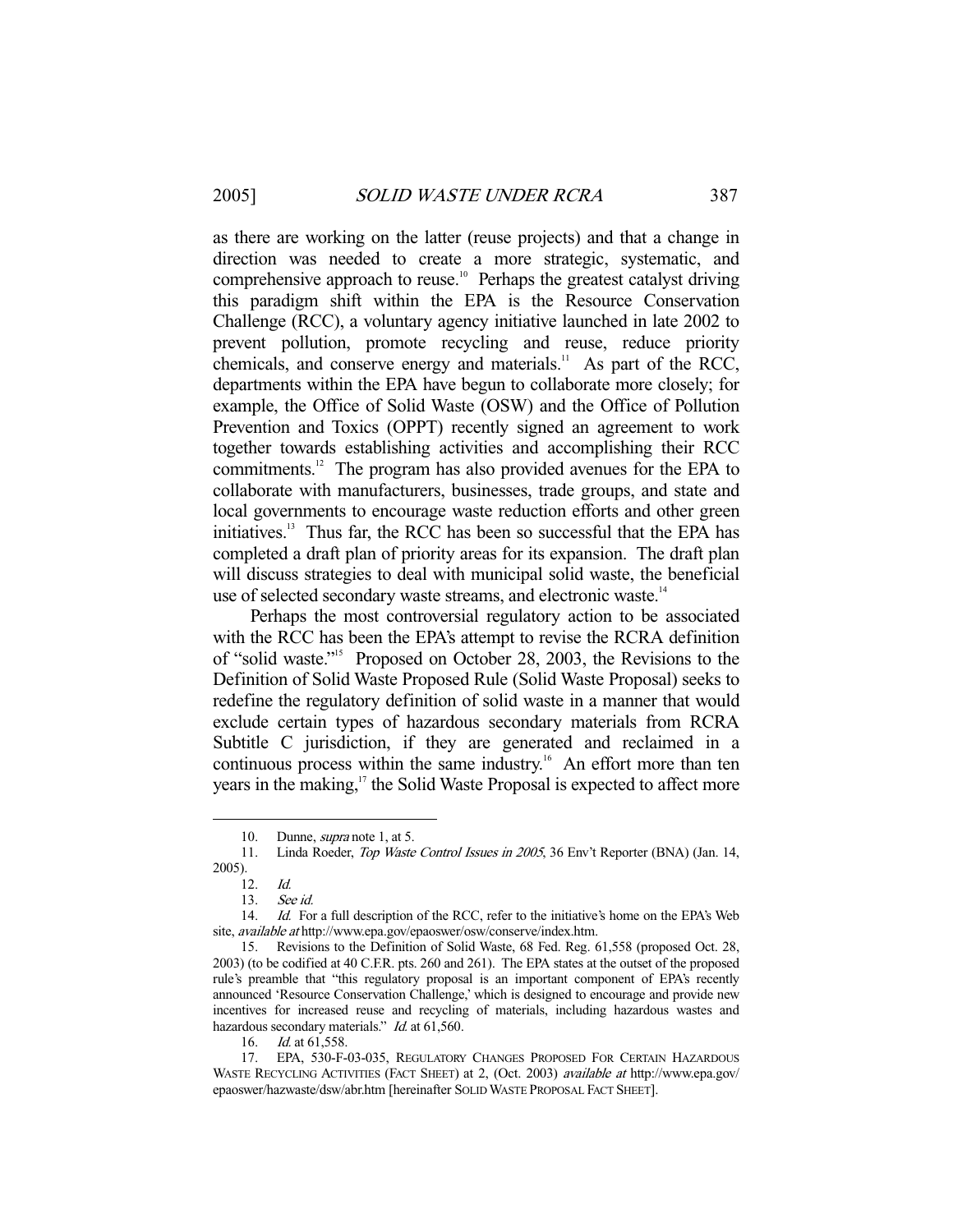as there are working on the latter (reuse projects) and that a change in direction was needed to create a more strategic, systematic, and comprehensive approach to reuse.[10] Perhaps the greatest catalyst driving this paradigm shift within the EPA is the Resource Conservation Challenge (RCC), a voluntary agency initiative launched in late 2002 to prevent pollution, promote recycling and reuse, reduce priority chemicals, and conserve energy and materials.[11] As part of the RCC, departments within the EPA have begun to collaborate more closely; for example, the Office of Solid Waste (OSW) and the Office of Pollution Prevention and Toxics (OPPT) recently signed an agreement to work together towards establishing activities and accomplishing their RCC commitments.[12] The program has also provided avenues for the EPA to collaborate with manufacturers, businesses, trade groups, and state and local governments to encourage waste reduction efforts and other green initiatives.[13] Thus far, the RCC has been so successful that the EPA has completed a draft plan of priority areas for its expansion. The draft plan will discuss strategies to deal with municipal solid waste, the beneficial use of selected secondary waste streams, and electronic waste.[14]

Perhaps the most controversial regulatory action to be associated with the RCC has been the EPA's attempt to revise the RCRA definition of "solid waste."[15] Proposed on October 28, 2003, the Revisions to the Definition of Solid Waste Proposed Rule (Solid Waste Proposal) seeks to redefine the regulatory definition of solid waste in a manner that would exclude certain types of hazardous secondary materials from RCRA Subtitle C jurisdiction, if they are generated and reclaimed in a continuous process within the same industry.[16] An effort more than ten years in the making,[17] the Solid Waste Proposal is expected to affect more

---

10. Dunne, *supra* note 1, at 5.

11. Linda Roeder, *Top Waste Control Issues in 2005*, 36 Env't Reporter (BNA) (Jan. 14, 2005).

12. *Id.*

13. *See id.*

14. *Id.* For a full description of the RCC, refer to the initiative's home on the EPA's Web site, *available at* http://www.epa.gov/epaoswer/osw/conserve/index.htm.

15. Revisions to the Definition of Solid Waste, 68 Fed. Reg. 61,558 (proposed Oct. 28, 2003) (to be codified at 40 C.F.R. pts. 260 and 261). The EPA states at the outset of the proposed rule's preamble that "this regulatory proposal is an important component of EPA's recently announced 'Resource Conservation Challenge,' which is designed to encourage and provide new incentives for increased reuse and recycling of materials, including hazardous wastes and hazardous secondary materials." *Id.* at 61,560.

16. *Id.* at 61,558.

17. EPA, 530-F-03-035, REGULATORY CHANGES PROPOSED FOR CERTAIN HAZARDOUS WASTE RECYCLING ACTIVITIES (FACT SHEET) at 2, (Oct. 2003) *available at* http://www.epa.gov/epaoswer/hazwaste/dsw/abr.htm [hereinafter SOLID WASTE PROPOSAL FACT SHEET].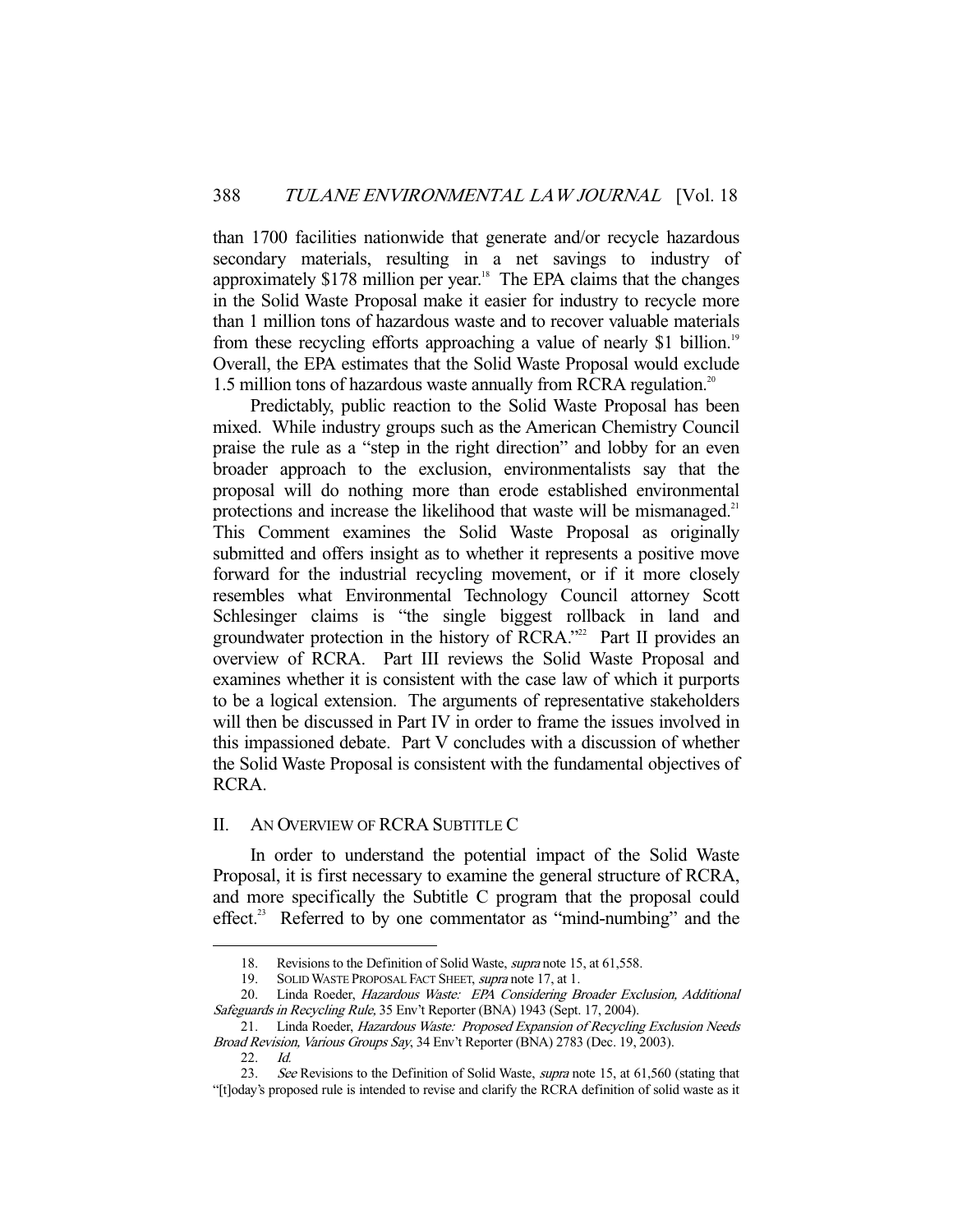than 1700 facilities nationwide that generate and/or recycle hazardous secondary materials, resulting in a net savings to industry of approximately $178 million per year.[18] The EPA claims that the changes in the Solid Waste Proposal make it easier for industry to recycle more than 1 million tons of hazardous waste and to recover valuable materials from these recycling efforts approaching a value of nearly $1 billion.[19] Overall, the EPA estimates that the Solid Waste Proposal would exclude 1.5 million tons of hazardous waste annually from RCRA regulation.[20]

Predictably, public reaction to the Solid Waste Proposal has been mixed. While industry groups such as the American Chemistry Council praise the rule as a "step in the right direction" and lobby for an even broader approach to the exclusion, environmentalists say that the proposal will do nothing more than erode established environmental protections and increase the likelihood that waste will be mismanaged.[21] This Comment examines the Solid Waste Proposal as originally submitted and offers insight as to whether it represents a positive move forward for the industrial recycling movement, or if it more closely resembles what Environmental Technology Council attorney Scott Schlesinger claims is "the single biggest rollback in land and groundwater protection in the history of RCRA."[22] Part II provides an overview of RCRA. Part III reviews the Solid Waste Proposal and examines whether it is consistent with the case law of which it purports to be a logical extension. The arguments of representative stakeholders will then be discussed in Part IV in order to frame the issues involved in this impassioned debate. Part V concludes with a discussion of whether the Solid Waste Proposal is consistent with the fundamental objectives of RCRA.

## II. AN OVERVIEW OF RCRA SUBTITLE C

In order to understand the potential impact of the Solid Waste Proposal, it is first necessary to examine the general structure of RCRA, and more specifically the Subtitle C program that the proposal could effect.[23] Referred to by one commentator as "mind-numbing" and the

---

18. Revisions to the Definition of Solid Waste, *supra* note 15, at 61,558.

19. SOLID WASTE PROPOSAL FACT SHEET, *supra* note 17, at 1.

20. Linda Roeder, *Hazardous Waste: EPA Considering Broader Exclusion, Additional Safeguards in Recycling Rule*, 35 Env't Reporter (BNA) 1943 (Sept. 17, 2004).

21. Linda Roeder, *Hazardous Waste: Proposed Expansion of Recycling Exclusion Needs Broad Revision, Various Groups Say*, 34 Env't Reporter (BNA) 2783 (Dec. 19, 2003).

22. *Id.*

23. *See* Revisions to the Definition of Solid Waste, *supra* note 15, at 61,560 (stating that "[t]oday's proposed rule is intended to revise and clarify the RCRA definition of solid waste as it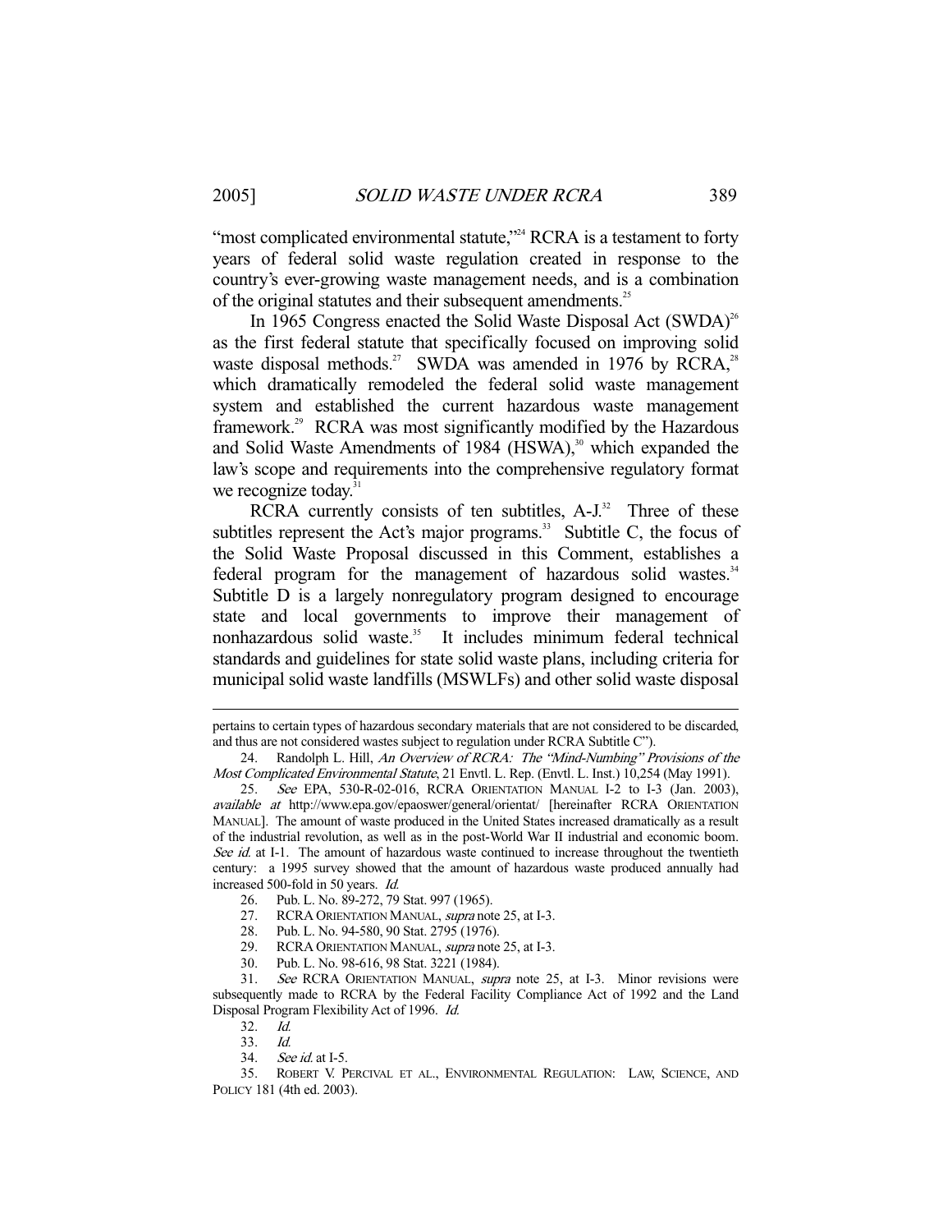"most complicated environmental statute,"[24] RCRA is a testament to forty years of federal solid waste regulation created in response to the country's ever-growing waste management needs, and is a combination of the original statutes and their subsequent amendments.[25]

In 1965 Congress enacted the Solid Waste Disposal Act (SWDA)[26] as the first federal statute that specifically focused on improving solid waste disposal methods.[27] SWDA was amended in 1976 by RCRA,[28] which dramatically remodeled the federal solid waste management system and established the current hazardous waste management framework.[29] RCRA was most significantly modified by the Hazardous and Solid Waste Amendments of 1984 (HSWA),[30] which expanded the law's scope and requirements into the comprehensive regulatory format we recognize today.[31]

RCRA currently consists of ten subtitles, A-J.[32] Three of these subtitles represent the Act's major programs.[33] Subtitle C, the focus of the Solid Waste Proposal discussed in this Comment, establishes a federal program for the management of hazardous solid wastes.[34] Subtitle D is a largely nonregulatory program designed to encourage state and local governments to improve their management of nonhazardous solid waste.[35] It includes minimum federal technical standards and guidelines for state solid waste plans, including criteria for municipal solid waste landfills (MSWLFs) and other solid waste disposal

---

pertains to certain types of hazardous secondary materials that are not considered to be discarded, and thus are not considered wastes subject to regulation under RCRA Subtitle C").

24. Randolph L. Hill, *An Overview of RCRA: The "Mind-Numbing" Provisions of the Most Complicated Environmental Statute*, 21 Envtl. L. Rep. (Envtl. L. Inst.) 10,254 (May 1991).

25. *See* EPA, 530-R-02-016, RCRA ORIENTATION MANUAL I-2 to I-3 (Jan. 2003), *available at* http://www.epa.gov/epaoswer/general/orientat/ [hereinafter RCRA ORIENTATION MANUAL]. The amount of waste produced in the United States increased dramatically as a result of the industrial revolution, as well as in the post-World War II industrial and economic boom. *See id.* at I-1. The amount of hazardous waste continued to increase throughout the twentieth century: a 1995 survey showed that the amount of hazardous waste produced annually had increased 500-fold in 50 years. *Id.*

26. Pub. L. No. 89-272, 79 Stat. 997 (1965).

27. RCRA ORIENTATION MANUAL, *supra* note 25, at I-3.

28. Pub. L. No. 94-580, 90 Stat. 2795 (1976).

29. RCRA ORIENTATION MANUAL, *supra* note 25, at I-3.

30. Pub. L. No. 98-616, 98 Stat. 3221 (1984).

31. *See* RCRA ORIENTATION MANUAL, *supra* note 25, at I-3. Minor revisions were subsequently made to RCRA by the Federal Facility Compliance Act of 1992 and the Land Disposal Program Flexibility Act of 1996. *Id.*

32. *Id.*

33. *Id.*

34. *See id.* at I-5.

35. ROBERT V. PERCIVAL ET AL., ENVIRONMENTAL REGULATION: LAW, SCIENCE, AND POLICY 181 (4th ed. 2003).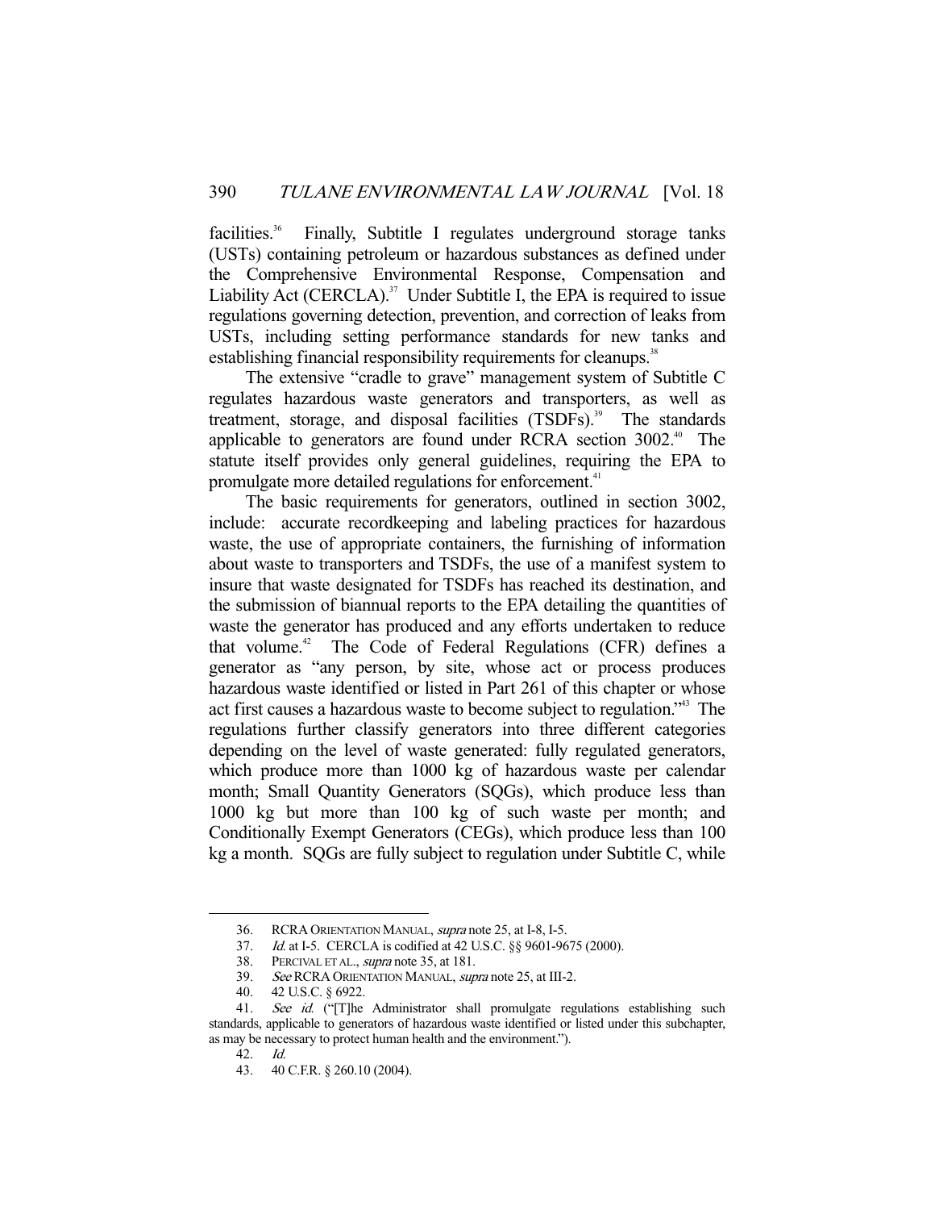facilities.[36] Finally, Subtitle I regulates underground storage tanks (USTs) containing petroleum or hazardous substances as defined under the Comprehensive Environmental Response, Compensation and Liability Act (CERCLA).[37] Under Subtitle I, the EPA is required to issue regulations governing detection, prevention, and correction of leaks from USTs, including setting performance standards for new tanks and establishing financial responsibility requirements for cleanups.[38]

The extensive "cradle to grave" management system of Subtitle C regulates hazardous waste generators and transporters, as well as treatment, storage, and disposal facilities (TSDFs).[39] The standards applicable to generators are found under RCRA section 3002.[40] The statute itself provides only general guidelines, requiring the EPA to promulgate more detailed regulations for enforcement.[41]

The basic requirements for generators, outlined in section 3002, include: accurate recordkeeping and labeling practices for hazardous waste, the use of appropriate containers, the furnishing of information about waste to transporters and TSDFs, the use of a manifest system to insure that waste designated for TSDFs has reached its destination, and the submission of biannual reports to the EPA detailing the quantities of waste the generator has produced and any efforts undertaken to reduce that volume.[42] The Code of Federal Regulations (CFR) defines a generator as "any person, by site, whose act or process produces hazardous waste identified or listed in Part 261 of this chapter or whose act first causes a hazardous waste to become subject to regulation."[43] The regulations further classify generators into three different categories depending on the level of waste generated: fully regulated generators, which produce more than 1000 kg of hazardous waste per calendar month; Small Quantity Generators (SQGs), which produce less than 1000 kg but more than 100 kg of such waste per month; and Conditionally Exempt Generators (CEGs), which produce less than 100 kg a month. SQGs are fully subject to regulation under Subtitle C, while

---

36. RCRA ORIENTATION MANUAL, *supra* note 25, at I-8, I-5.

37. *Id.* at I-5. CERCLA is codified at 42 U.S.C. §§ 9601-9675 (2000).

38. PERCIVAL ET AL., *supra* note 35, at 181.

39. *See* RCRA ORIENTATION MANUAL, *supra* note 25, at III-2.

40. 42 U.S.C. § 6922.

41. *See id.* ("[T]he Administrator shall promulgate regulations establishing such standards, applicable to generators of hazardous waste identified or listed under this subchapter, as may be necessary to protect human health and the environment.").

42. *Id.*

43. 40 C.F.R. § 260.10 (2004).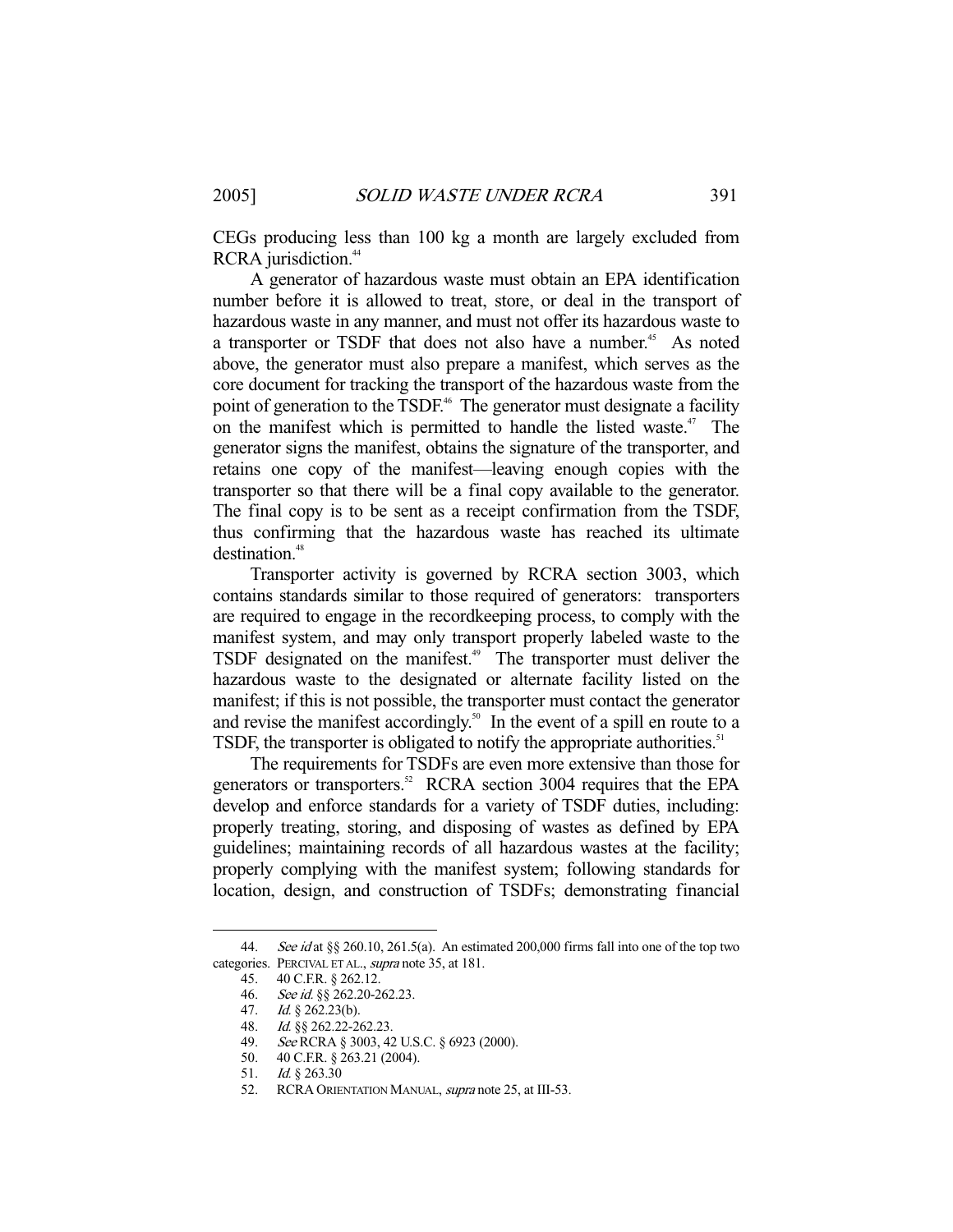CEGs producing less than 100 kg a month are largely excluded from RCRA jurisdiction.[44]

A generator of hazardous waste must obtain an EPA identification number before it is allowed to treat, store, or deal in the transport of hazardous waste in any manner, and must not offer its hazardous waste to a transporter or TSDF that does not also have a number.[45] As noted above, the generator must also prepare a manifest, which serves as the core document for tracking the transport of the hazardous waste from the point of generation to the TSDF.[46] The generator must designate a facility on the manifest which is permitted to handle the listed waste.[47] The generator signs the manifest, obtains the signature of the transporter, and retains one copy of the manifest—leaving enough copies with the transporter so that there will be a final copy available to the generator. The final copy is to be sent as a receipt confirmation from the TSDF, thus confirming that the hazardous waste has reached its ultimate destination.[48]

Transporter activity is governed by RCRA section 3003, which contains standards similar to those required of generators: transporters are required to engage in the recordkeeping process, to comply with the manifest system, and may only transport properly labeled waste to the TSDF designated on the manifest.[49] The transporter must deliver the hazardous waste to the designated or alternate facility listed on the manifest; if this is not possible, the transporter must contact the generator and revise the manifest accordingly.[50] In the event of a spill en route to a TSDF, the transporter is obligated to notify the appropriate authorities.[51]

The requirements for TSDFs are even more extensive than those for generators or transporters.[52] RCRA section 3004 requires that the EPA develop and enforce standards for a variety of TSDF duties, including: properly treating, storing, and disposing of wastes as defined by EPA guidelines; maintaining records of all hazardous wastes at the facility; properly complying with the manifest system; following standards for location, design, and construction of TSDFs; demonstrating financial

---

44. *See id* at §§ 260.10, 261.5(a). An estimated 200,000 firms fall into one of the top two categories. PERCIVAL ET AL., *supra* note 35, at 181.

45. 40 C.F.R. § 262.12.

46. *See id.* §§ 262.20-262.23.

47. *Id.* § 262.23(b).

48. *Id.* §§ 262.22-262.23.

49. *See* RCRA § 3003, 42 U.S.C. § 6923 (2000).

50. 40 C.F.R. § 263.21 (2004).

51. *Id.* § 263.30

52. RCRA ORIENTATION MANUAL, *supra* note 25, at III-53.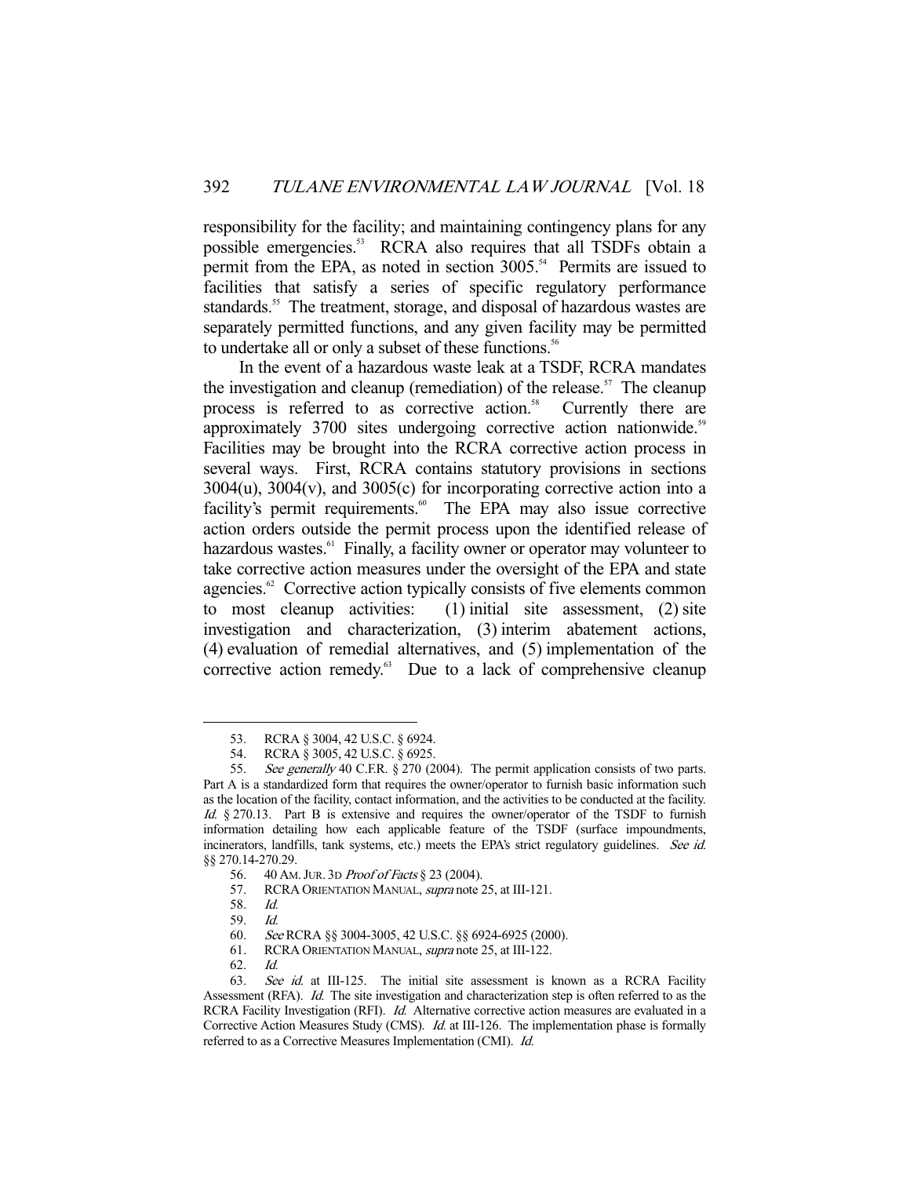responsibility for the facility; and maintaining contingency plans for any possible emergencies.[53] RCRA also requires that all TSDFs obtain a permit from the EPA, as noted in section 3005.[54] Permits are issued to facilities that satisfy a series of specific regulatory performance standards.[55] The treatment, storage, and disposal of hazardous wastes are separately permitted functions, and any given facility may be permitted to undertake all or only a subset of these functions.[56]

In the event of a hazardous waste leak at a TSDF, RCRA mandates the investigation and cleanup (remediation) of the release.[57] The cleanup process is referred to as corrective action.[58] Currently there are approximately 3700 sites undergoing corrective action nationwide.[59] Facilities may be brought into the RCRA corrective action process in several ways. First, RCRA contains statutory provisions in sections 3004(u), 3004(v), and 3005(c) for incorporating corrective action into a facility's permit requirements.[60] The EPA may also issue corrective action orders outside the permit process upon the identified release of hazardous wastes.[61] Finally, a facility owner or operator may volunteer to take corrective action measures under the oversight of the EPA and state agencies.[62] Corrective action typically consists of five elements common to most cleanup activities: (1) initial site assessment, (2) site investigation and characterization, (3) interim abatement actions, (4) evaluation of remedial alternatives, and (5) implementation of the corrective action remedy.[63] Due to a lack of comprehensive cleanup

---

53. RCRA § 3004, 42 U.S.C. § 6924.

54. RCRA § 3005, 42 U.S.C. § 6925.

55. *See generally* 40 C.F.R. § 270 (2004). The permit application consists of two parts. Part A is a standardized form that requires the owner/operator to furnish basic information such as the location of the facility, contact information, and the activities to be conducted at the facility. *Id.* § 270.13. Part B is extensive and requires the owner/operator of the TSDF to furnish information detailing how each applicable feature of the TSDF (surface impoundments, incinerators, landfills, tank systems, etc.) meets the EPA's strict regulatory guidelines. *See id.* §§ 270.14-270.29.

56. 40 AM. JUR. 3D *Proof of Facts* § 23 (2004).

57. RCRA ORIENTATION MANUAL, *supra* note 25, at III-121.

58. *Id.*

59. *Id.*

60. *See* RCRA §§ 3004-3005, 42 U.S.C. §§ 6924-6925 (2000).

61. RCRA ORIENTATION MANUAL, *supra* note 25, at III-122.

62. *Id.*

63. *See id.* at III-125. The initial site assessment is known as a RCRA Facility Assessment (RFA). *Id.* The site investigation and characterization step is often referred to as the RCRA Facility Investigation (RFI). *Id.* Alternative corrective action measures are evaluated in a Corrective Action Measures Study (CMS). *Id.* at III-126. The implementation phase is formally referred to as a Corrective Measures Implementation (CMI). *Id.*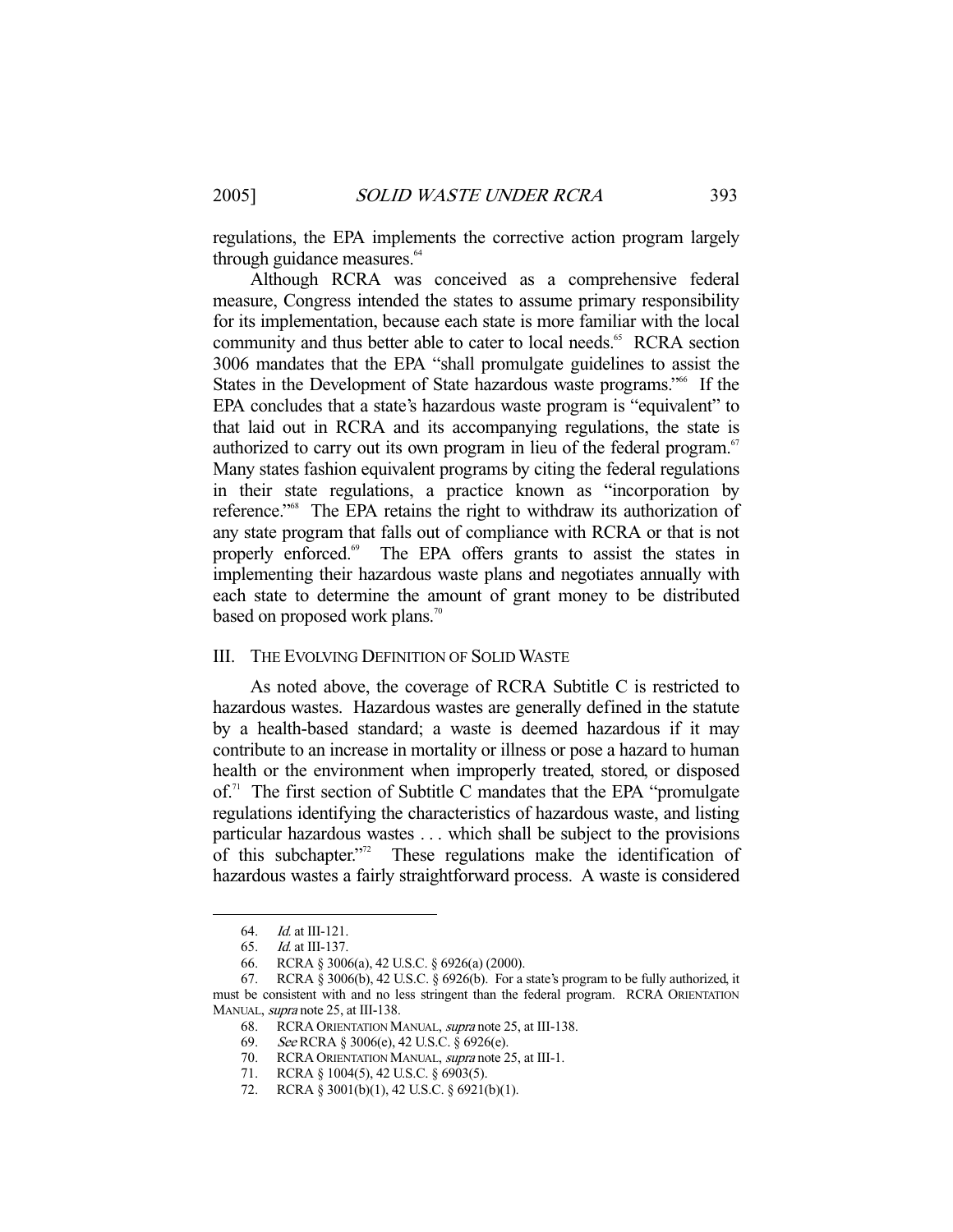regulations, the EPA implements the corrective action program largely through guidance measures.[64]

Although RCRA was conceived as a comprehensive federal measure, Congress intended the states to assume primary responsibility for its implementation, because each state is more familiar with the local community and thus better able to cater to local needs.[65] RCRA section 3006 mandates that the EPA "shall promulgate guidelines to assist the States in the Development of State hazardous waste programs."[66] If the EPA concludes that a state's hazardous waste program is "equivalent" to that laid out in RCRA and its accompanying regulations, the state is authorized to carry out its own program in lieu of the federal program.[67] Many states fashion equivalent programs by citing the federal regulations in their state regulations, a practice known as "incorporation by reference."[68] The EPA retains the right to withdraw its authorization of any state program that falls out of compliance with RCRA or that is not properly enforced.[69] The EPA offers grants to assist the states in implementing their hazardous waste plans and negotiates annually with each state to determine the amount of grant money to be distributed based on proposed work plans.[70]

## III. THE EVOLVING DEFINITION OF SOLID WASTE

As noted above, the coverage of RCRA Subtitle C is restricted to hazardous wastes. Hazardous wastes are generally defined in the statute by a health-based standard; a waste is deemed hazardous if it may contribute to an increase in mortality or illness or pose a hazard to human health or the environment when improperly treated, stored, or disposed of.[71] The first section of Subtitle C mandates that the EPA "promulgate regulations identifying the characteristics of hazardous waste, and listing particular hazardous wastes . . . which shall be subject to the provisions of this subchapter."[72] These regulations make the identification of hazardous wastes a fairly straightforward process. A waste is considered

---

64. *Id.* at III-121.

65. *Id.* at III-137.

66. RCRA § 3006(a), 42 U.S.C. § 6926(a) (2000).

67. RCRA § 3006(b), 42 U.S.C. § 6926(b). For a state's program to be fully authorized, it must be consistent with and no less stringent than the federal program. RCRA ORIENTATION MANUAL, *supra* note 25, at III-138.

68. RCRA ORIENTATION MANUAL, *supra* note 25, at III-138.

69. *See* RCRA § 3006(e), 42 U.S.C. § 6926(e).

70. RCRA ORIENTATION MANUAL, *supra* note 25, at III-1.

71. RCRA § 1004(5), 42 U.S.C. § 6903(5).

72. RCRA § 3001(b)(1), 42 U.S.C. § 6921(b)(1).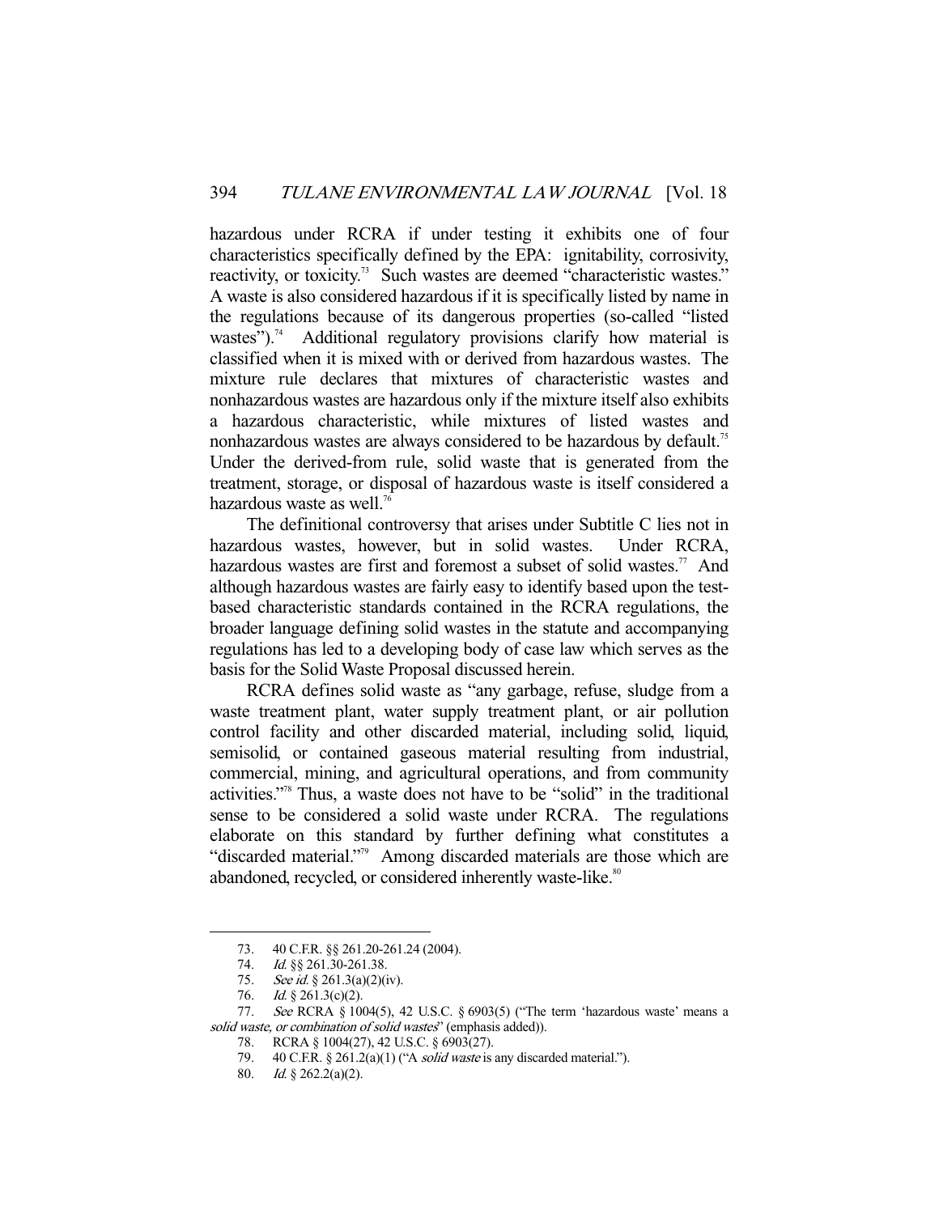hazardous under RCRA if under testing it exhibits one of four characteristics specifically defined by the EPA: ignitability, corrosivity, reactivity, or toxicity.[73] Such wastes are deemed "characteristic wastes." A waste is also considered hazardous if it is specifically listed by name in the regulations because of its dangerous properties (so-called "listed wastes").[74] Additional regulatory provisions clarify how material is classified when it is mixed with or derived from hazardous wastes. The mixture rule declares that mixtures of characteristic wastes and nonhazardous wastes are hazardous only if the mixture itself also exhibits a hazardous characteristic, while mixtures of listed wastes and nonhazardous wastes are always considered to be hazardous by default.[75] Under the derived-from rule, solid waste that is generated from the treatment, storage, or disposal of hazardous waste is itself considered a hazardous waste as well.[76]

The definitional controversy that arises under Subtitle C lies not in hazardous wastes, however, but in solid wastes. Under RCRA, hazardous wastes are first and foremost a subset of solid wastes.[77] And although hazardous wastes are fairly easy to identify based upon the test-based characteristic standards contained in the RCRA regulations, the broader language defining solid wastes in the statute and accompanying regulations has led to a developing body of case law which serves as the basis for the Solid Waste Proposal discussed herein.

RCRA defines solid waste as "any garbage, refuse, sludge from a waste treatment plant, water supply treatment plant, or air pollution control facility and other discarded material, including solid, liquid, semisolid, or contained gaseous material resulting from industrial, commercial, mining, and agricultural operations, and from community activities."[78] Thus, a waste does not have to be "solid" in the traditional sense to be considered a solid waste under RCRA. The regulations elaborate on this standard by further defining what constitutes a "discarded material."[79] Among discarded materials are those which are abandoned, recycled, or considered inherently waste-like.[80]

---

73. 40 C.F.R. §§ 261.20-261.24 (2004).

74. *Id.* §§ 261.30-261.38.

75. *See id.* § 261.3(a)(2)(iv).

76. *Id.* § 261.3(c)(2).

77. *See* RCRA § 1004(5), 42 U.S.C. § 6903(5) ("The term 'hazardous waste' means a *solid waste, or combination of solid wastes*" (emphasis added)).

78. RCRA § 1004(27), 42 U.S.C. § 6903(27).

79. 40 C.F.R. § 261.2(a)(1) ("A *solid waste* is any discarded material.").

80. *Id.* § 262.2(a)(2).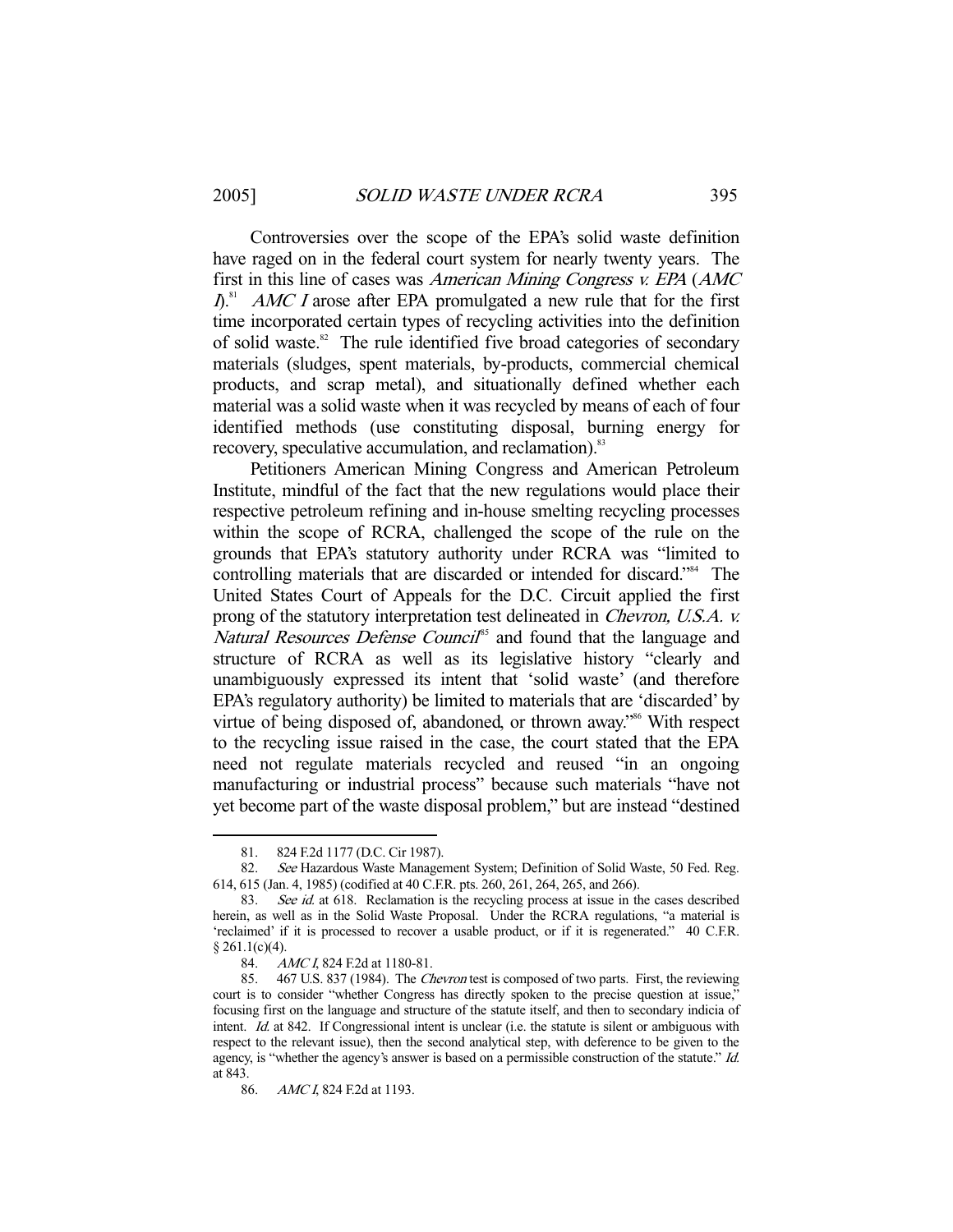Controversies over the scope of the EPA's solid waste definition have raged on in the federal court system for nearly twenty years. The first in this line of cases was *American Mining Congress v. EPA* (*AMC I*).[81] *AMC I* arose after EPA promulgated a new rule that for the first time incorporated certain types of recycling activities into the definition of solid waste.[82] The rule identified five broad categories of secondary materials (sludges, spent materials, by-products, commercial chemical products, and scrap metal), and situationally defined whether each material was a solid waste when it was recycled by means of each of four identified methods (use constituting disposal, burning energy for recovery, speculative accumulation, and reclamation).[83]

Petitioners American Mining Congress and American Petroleum Institute, mindful of the fact that the new regulations would place their respective petroleum refining and in-house smelting recycling processes within the scope of RCRA, challenged the scope of the rule on the grounds that EPA's statutory authority under RCRA was "limited to controlling materials that are discarded or intended for discard."[84] The United States Court of Appeals for the D.C. Circuit applied the first prong of the statutory interpretation test delineated in *Chevron, U.S.A. v. Natural Resources Defense Council*[85] and found that the language and structure of RCRA as well as its legislative history "clearly and unambiguously expressed its intent that 'solid waste' (and therefore EPA's regulatory authority) be limited to materials that are 'discarded' by virtue of being disposed of, abandoned, or thrown away."[86] With respect to the recycling issue raised in the case, the court stated that the EPA need not regulate materials recycled and reused "in an ongoing manufacturing or industrial process" because such materials "have not yet become part of the waste disposal problem," but are instead "destined

---

81. 824 F.2d 1177 (D.C. Cir 1987).

82. *See* Hazardous Waste Management System; Definition of Solid Waste, 50 Fed. Reg. 614, 615 (Jan. 4, 1985) (codified at 40 C.F.R. pts. 260, 261, 264, 265, and 266).

83. *See id.* at 618. Reclamation is the recycling process at issue in the cases described herein, as well as in the Solid Waste Proposal. Under the RCRA regulations, "a material is 'reclaimed' if it is processed to recover a usable product, or if it is regenerated." 40 C.F.R. § 261.1(c)(4).

84. *AMC I*, 824 F.2d at 1180-81.

85. 467 U.S. 837 (1984). The *Chevron* test is composed of two parts. First, the reviewing court is to consider "whether Congress has directly spoken to the precise question at issue," focusing first on the language and structure of the statute itself, and then to secondary indicia of intent. *Id.* at 842. If Congressional intent is unclear (i.e. the statute is silent or ambiguous with respect to the relevant issue), then the second analytical step, with deference to be given to the agency, is "whether the agency's answer is based on a permissible construction of the statute." *Id.* at 843.

86. *AMC I*, 824 F.2d at 1193.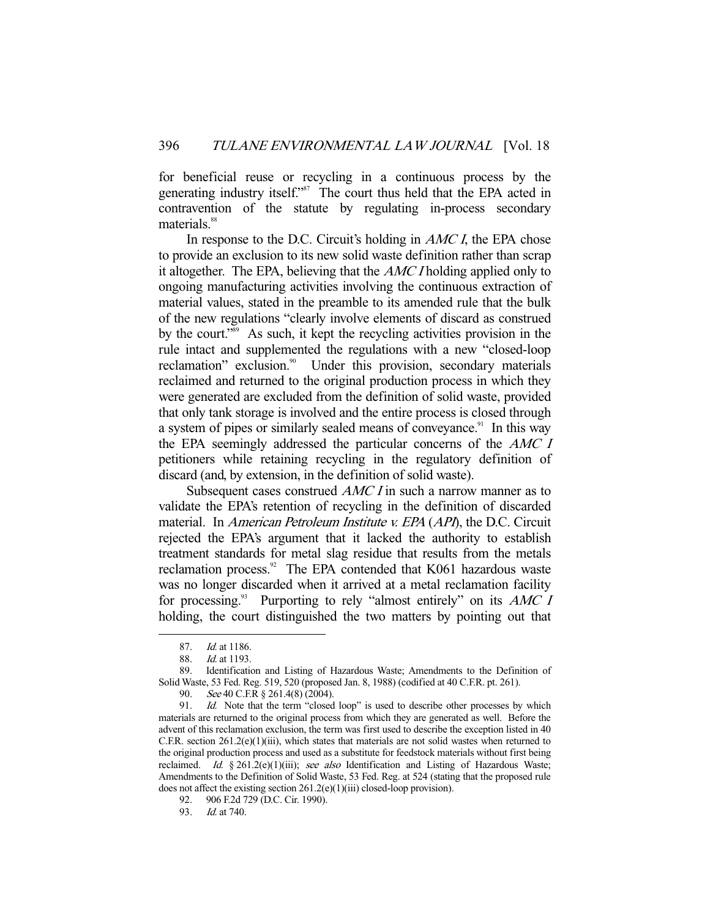for beneficial reuse or recycling in a continuous process by the generating industry itself."[87] The court thus held that the EPA acted in contravention of the statute by regulating in-process secondary materials.[88]

In response to the D.C. Circuit's holding in *AMC I*, the EPA chose to provide an exclusion to its new solid waste definition rather than scrap it altogether. The EPA, believing that the *AMC I* holding applied only to ongoing manufacturing activities involving the continuous extraction of material values, stated in the preamble to its amended rule that the bulk of the new regulations "clearly involve elements of discard as construed by the court."[89] As such, it kept the recycling activities provision in the rule intact and supplemented the regulations with a new "closed-loop reclamation" exclusion.[90] Under this provision, secondary materials reclaimed and returned to the original production process in which they were generated are excluded from the definition of solid waste, provided that only tank storage is involved and the entire process is closed through a system of pipes or similarly sealed means of conveyance.[91] In this way the EPA seemingly addressed the particular concerns of the *AMC I* petitioners while retaining recycling in the regulatory definition of discard (and, by extension, in the definition of solid waste).

Subsequent cases construed *AMC I* in such a narrow manner as to validate the EPA's retention of recycling in the definition of discarded material. In *American Petroleum Institute v. EPA* (*API*), the D.C. Circuit rejected the EPA's argument that it lacked the authority to establish treatment standards for metal slag residue that results from the metals reclamation process.[92] The EPA contended that K061 hazardous waste was no longer discarded when it arrived at a metal reclamation facility for processing.[93] Purporting to rely "almost entirely" on its *AMC I* holding, the court distinguished the two matters by pointing out that

---

87. *Id.* at 1186.

88. *Id.* at 1193.

89. Identification and Listing of Hazardous Waste; Amendments to the Definition of Solid Waste, 53 Fed. Reg. 519, 520 (proposed Jan. 8, 1988) (codified at 40 C.F.R. pt. 261).

90. *See* 40 C.F.R § 261.4(8) (2004).

91. *Id.* Note that the term "closed loop" is used to describe other processes by which materials are returned to the original process from which they are generated as well. Before the advent of this reclamation exclusion, the term was first used to describe the exception listed in 40 C.F.R. section 261.2(e)(1)(iii), which states that materials are not solid wastes when returned to the original production process and used as a substitute for feedstock materials without first being reclaimed. *Id.* § 261.2(e)(1)(iii); *see also* Identification and Listing of Hazardous Waste; Amendments to the Definition of Solid Waste, 53 Fed. Reg. at 524 (stating that the proposed rule does not affect the existing section 261.2(e)(1)(iii) closed-loop provision).

92. 906 F.2d 729 (D.C. Cir. 1990).

93. *Id.* at 740.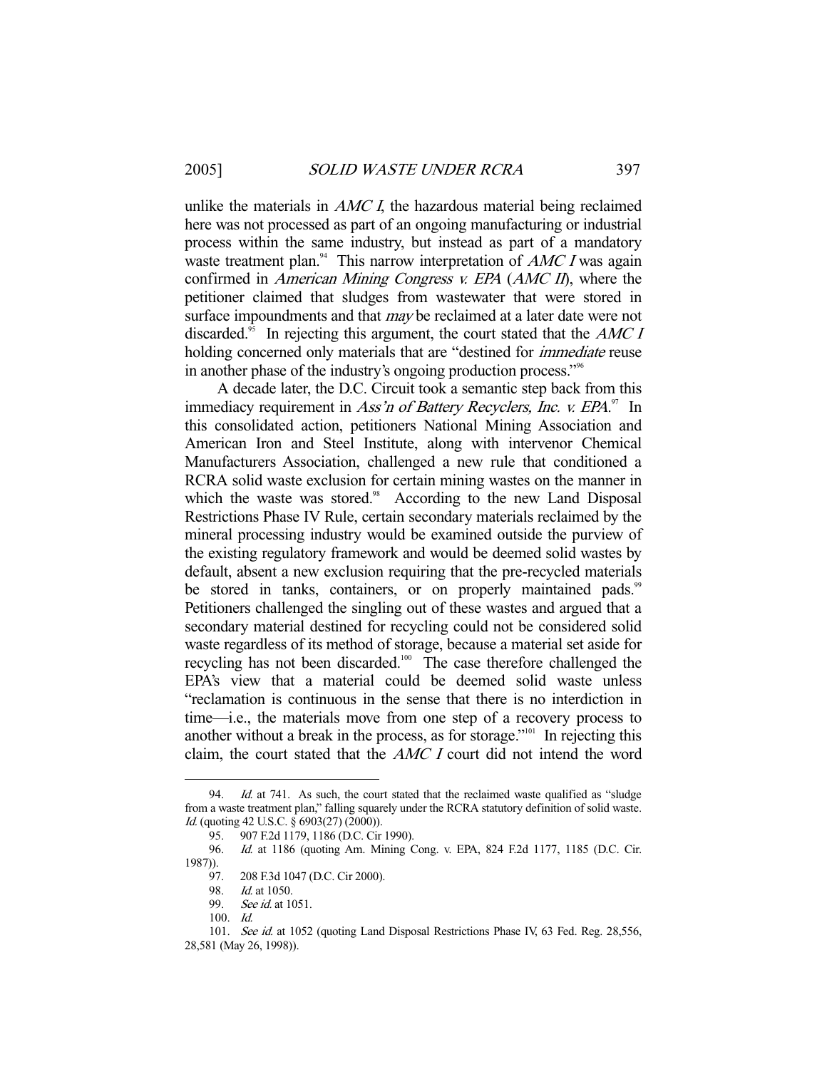unlike the materials in *AMC I*, the hazardous material being reclaimed here was not processed as part of an ongoing manufacturing or industrial process within the same industry, but instead as part of a mandatory waste treatment plan.[94] This narrow interpretation of *AMC I* was again confirmed in *American Mining Congress v. EPA* (*AMC II*), where the petitioner claimed that sludges from wastewater that were stored in surface impoundments and that *may* be reclaimed at a later date were not discarded.[95] In rejecting this argument, the court stated that the *AMC I* holding concerned only materials that are "destined for *immediate* reuse in another phase of the industry's ongoing production process."[96]

A decade later, the D.C. Circuit took a semantic step back from this immediacy requirement in *Ass'n of Battery Recyclers, Inc. v. EPA*.[97] In this consolidated action, petitioners National Mining Association and American Iron and Steel Institute, along with intervenor Chemical Manufacturers Association, challenged a new rule that conditioned a RCRA solid waste exclusion for certain mining wastes on the manner in which the waste was stored.[98] According to the new Land Disposal Restrictions Phase IV Rule, certain secondary materials reclaimed by the mineral processing industry would be examined outside the purview of the existing regulatory framework and would be deemed solid wastes by default, absent a new exclusion requiring that the pre-recycled materials be stored in tanks, containers, or on properly maintained pads.[99] Petitioners challenged the singling out of these wastes and argued that a secondary material destined for recycling could not be considered solid waste regardless of its method of storage, because a material set aside for recycling has not been discarded.[100] The case therefore challenged the EPA's view that a material could be deemed solid waste unless "reclamation is continuous in the sense that there is no interdiction in time—i.e., the materials move from one step of a recovery process to another without a break in the process, as for storage."[101] In rejecting this claim, the court stated that the *AMC I* court did not intend the word

---

94. *Id.* at 741. As such, the court stated that the reclaimed waste qualified as "sludge from a waste treatment plan," falling squarely under the RCRA statutory definition of solid waste. *Id.* (quoting 42 U.S.C. § 6903(27) (2000)).

95. 907 F.2d 1179, 1186 (D.C. Cir 1990).

96. *Id.* at 1186 (quoting Am. Mining Cong. v. EPA, 824 F.2d 1177, 1185 (D.C. Cir. 1987)).

97. 208 F.3d 1047 (D.C. Cir 2000).

98. *Id.* at 1050.

99. *See id.* at 1051.

100. *Id.*

101. *See id.* at 1052 (quoting Land Disposal Restrictions Phase IV, 63 Fed. Reg. 28,556, 28,581 (May 26, 1998)).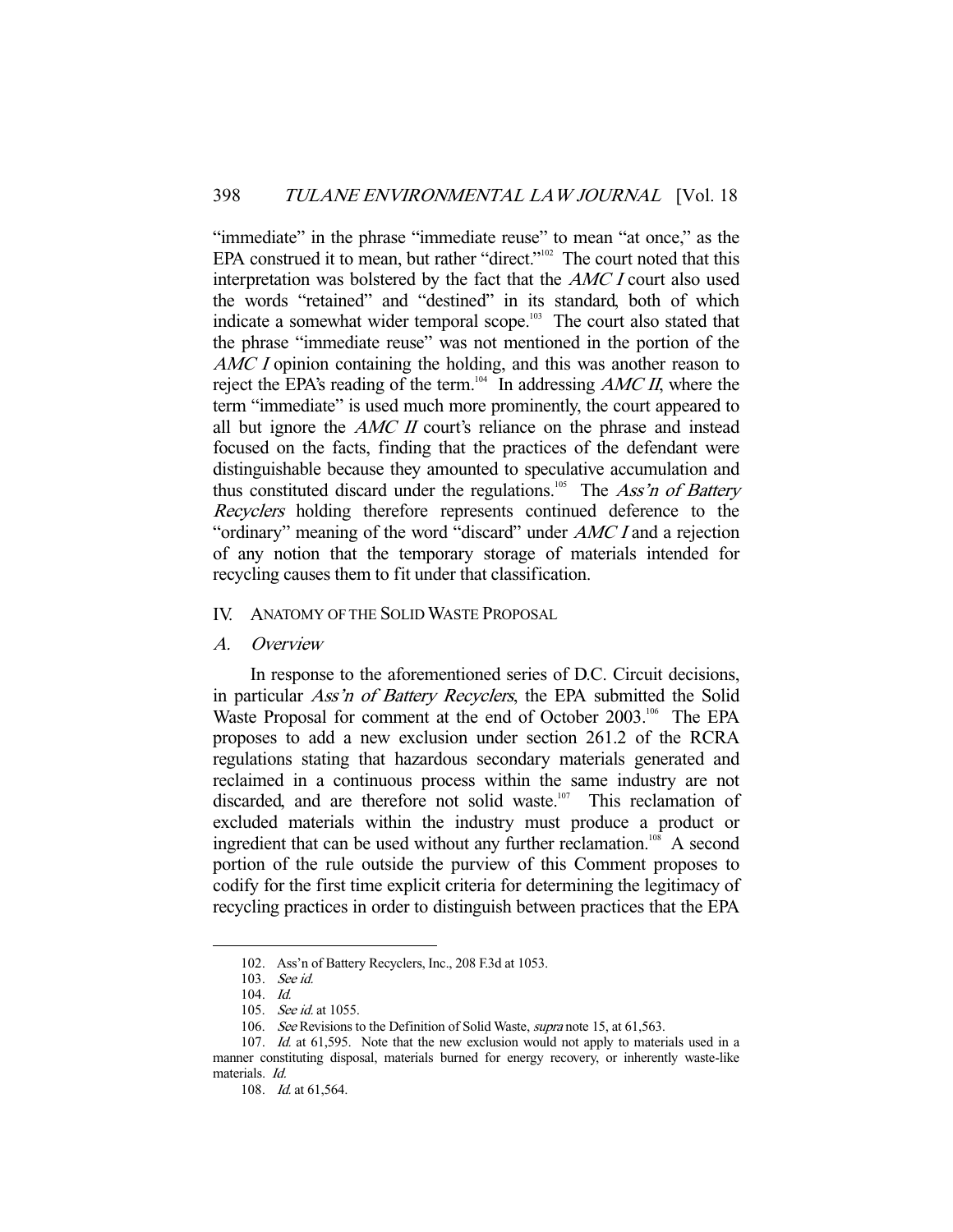"immediate" in the phrase "immediate reuse" to mean "at once," as the EPA construed it to mean, but rather "direct."[102] The court noted that this interpretation was bolstered by the fact that the *AMC I* court also used the words "retained" and "destined" in its standard, both of which indicate a somewhat wider temporal scope.[103] The court also stated that the phrase "immediate reuse" was not mentioned in the portion of the *AMC I* opinion containing the holding, and this was another reason to reject the EPA's reading of the term.[104] In addressing *AMC II*, where the term "immediate" is used much more prominently, the court appeared to all but ignore the *AMC II* court's reliance on the phrase and instead focused on the facts, finding that the practices of the defendant were distinguishable because they amounted to speculative accumulation and thus constituted discard under the regulations.[105] The *Ass'n of Battery Recyclers* holding therefore represents continued deference to the "ordinary" meaning of the word "discard" under *AMC I* and a rejection of any notion that the temporary storage of materials intended for recycling causes them to fit under that classification.

## IV. ANATOMY OF THE SOLID WASTE PROPOSAL

### A. *Overview*

In response to the aforementioned series of D.C. Circuit decisions, in particular *Ass'n of Battery Recyclers*, the EPA submitted the Solid Waste Proposal for comment at the end of October 2003.[106] The EPA proposes to add a new exclusion under section 261.2 of the RCRA regulations stating that hazardous secondary materials generated and reclaimed in a continuous process within the same industry are not discarded, and are therefore not solid waste.[107] This reclamation of excluded materials within the industry must produce a product or ingredient that can be used without any further reclamation.[108] A second portion of the rule outside the purview of this Comment proposes to codify for the first time explicit criteria for determining the legitimacy of recycling practices in order to distinguish between practices that the EPA

---

102. Ass'n of Battery Recyclers, Inc., 208 F.3d at 1053.

103. *See id.*

104. *Id.*

105. *See id.* at 1055.

106. *See* Revisions to the Definition of Solid Waste, *supra* note 15, at 61,563.

107. *Id.* at 61,595. Note that the new exclusion would not apply to materials used in a manner constituting disposal, materials burned for energy recovery, or inherently waste-like materials. *Id.*

108. *Id.* at 61,564.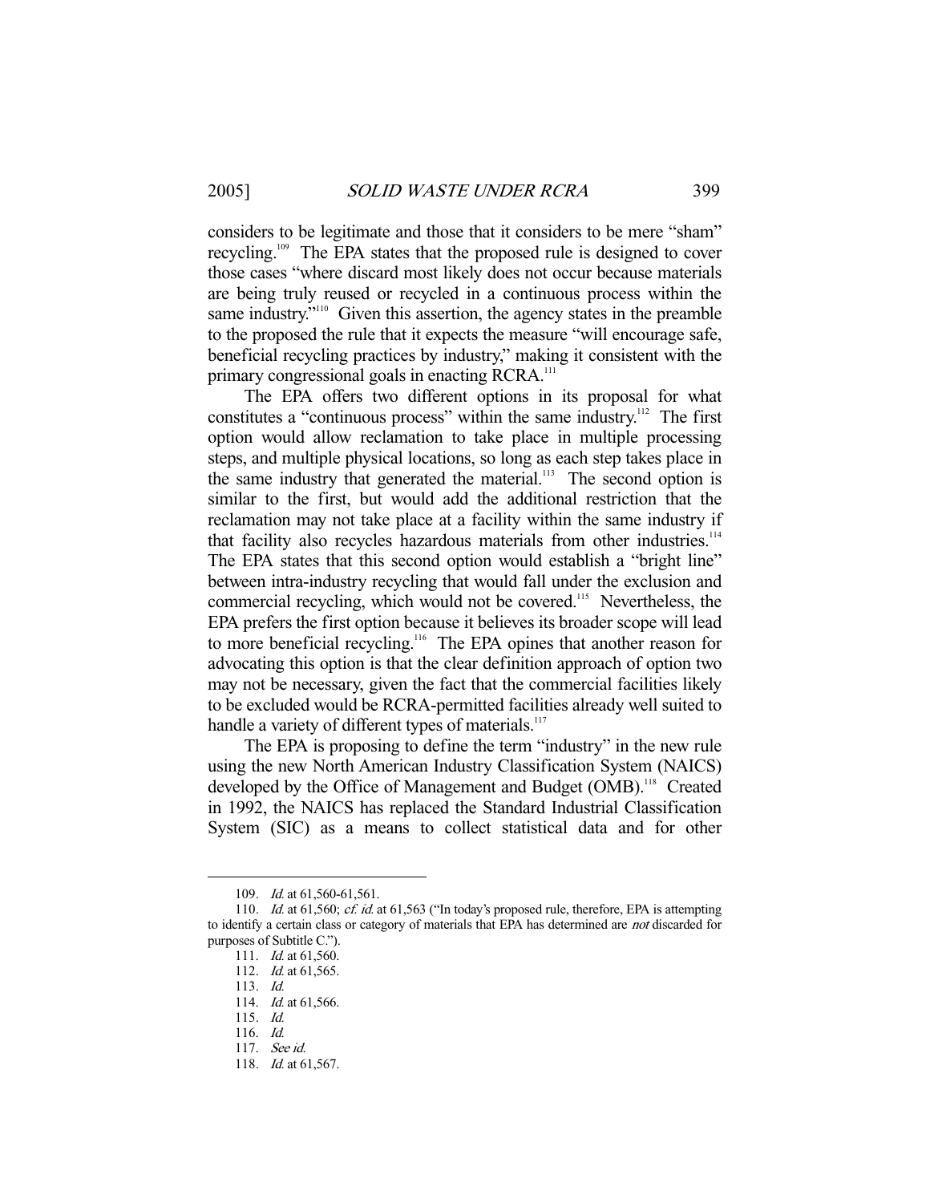considers to be legitimate and those that it considers to be mere "sham" recycling.[109] The EPA states that the proposed rule is designed to cover those cases "where discard most likely does not occur because materials are being truly reused or recycled in a continuous process within the same industry."[110] Given this assertion, the agency states in the preamble to the proposed the rule that it expects the measure "will encourage safe, beneficial recycling practices by industry," making it consistent with the primary congressional goals in enacting RCRA.[111]

The EPA offers two different options in its proposal for what constitutes a "continuous process" within the same industry.[112] The first option would allow reclamation to take place in multiple processing steps, and multiple physical locations, so long as each step takes place in the same industry that generated the material.[113] The second option is similar to the first, but would add the additional restriction that the reclamation may not take place at a facility within the same industry if that facility also recycles hazardous materials from other industries.[114] The EPA states that this second option would establish a "bright line" between intra-industry recycling that would fall under the exclusion and commercial recycling, which would not be covered.[115] Nevertheless, the EPA prefers the first option because it believes its broader scope will lead to more beneficial recycling.[116] The EPA opines that another reason for advocating this option is that the clear definition approach of option two may not be necessary, given the fact that the commercial facilities likely to be excluded would be RCRA-permitted facilities already well suited to handle a variety of different types of materials.[117]

The EPA is proposing to define the term "industry" in the new rule using the new North American Industry Classification System (NAICS) developed by the Office of Management and Budget (OMB).[118] Created in 1992, the NAICS has replaced the Standard Industrial Classification System (SIC) as a means to collect statistical data and for other

---

109. *Id.* at 61,560-61,561.

110. *Id.* at 61,560; *cf. id.* at 61,563 ("In today's proposed rule, therefore, EPA is attempting to identify a certain class or category of materials that EPA has determined are *not* discarded for purposes of Subtitle C.").

111. *Id.* at 61,560.

112. *Id.* at 61,565.

113. *Id.*

114. *Id.* at 61,566.

115. *Id.*

116. *Id.*

117. *See id.*

118. *Id.* at 61,567.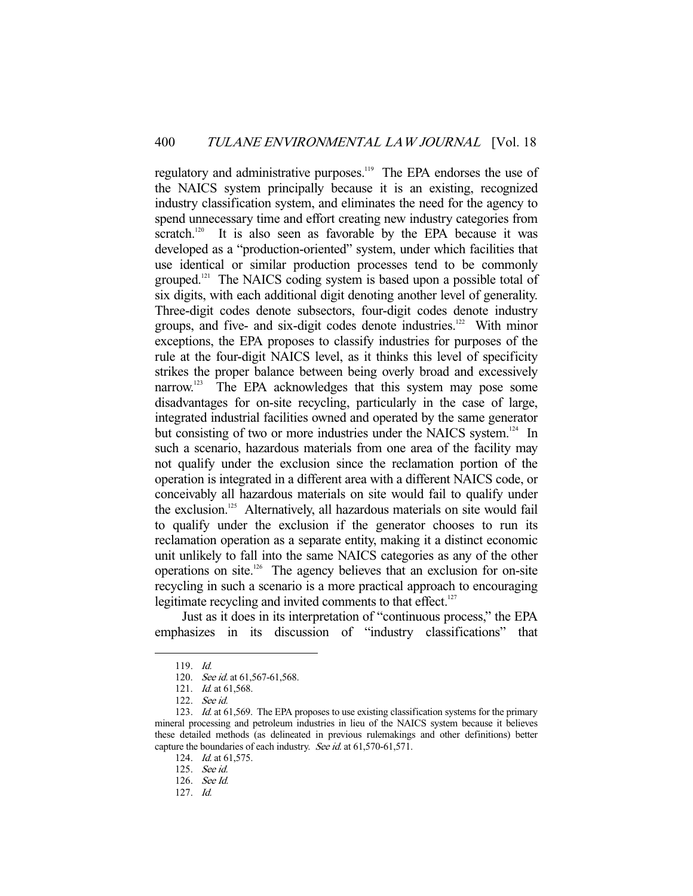regulatory and administrative purposes.[119] The EPA endorses the use of the NAICS system principally because it is an existing, recognized industry classification system, and eliminates the need for the agency to spend unnecessary time and effort creating new industry categories from scratch.[120] It is also seen as favorable by the EPA because it was developed as a "production-oriented" system, under which facilities that use identical or similar production processes tend to be commonly grouped.[121] The NAICS coding system is based upon a possible total of six digits, with each additional digit denoting another level of generality. Three-digit codes denote subsectors, four-digit codes denote industry groups, and five- and six-digit codes denote industries.[122] With minor exceptions, the EPA proposes to classify industries for purposes of the rule at the four-digit NAICS level, as it thinks this level of specificity strikes the proper balance between being overly broad and excessively narrow.[123] The EPA acknowledges that this system may pose some disadvantages for on-site recycling, particularly in the case of large, integrated industrial facilities owned and operated by the same generator but consisting of two or more industries under the NAICS system.[124] In such a scenario, hazardous materials from one area of the facility may not qualify under the exclusion since the reclamation portion of the operation is integrated in a different area with a different NAICS code, or conceivably all hazardous materials on site would fail to qualify under the exclusion.[125] Alternatively, all hazardous materials on site would fail to qualify under the exclusion if the generator chooses to run its reclamation operation as a separate entity, making it a distinct economic unit unlikely to fall into the same NAICS categories as any of the other operations on site.[126] The agency believes that an exclusion for on-site recycling in such a scenario is a more practical approach to encouraging legitimate recycling and invited comments to that effect.[127]

Just as it does in its interpretation of "continuous process," the EPA emphasizes in its discussion of "industry classifications" that

---

119. *Id.*

120. *See id.* at 61,567-61,568.

121. *Id.* at 61,568.

122. *See id.*

123. *Id.* at 61,569. The EPA proposes to use existing classification systems for the primary mineral processing and petroleum industries in lieu of the NAICS system because it believes these detailed methods (as delineated in previous rulemakings and other definitions) better capture the boundaries of each industry. *See id.* at 61,570-61,571.

124. *Id.* at 61,575.

125. *See id.*

126. *See Id.*

127. *Id.*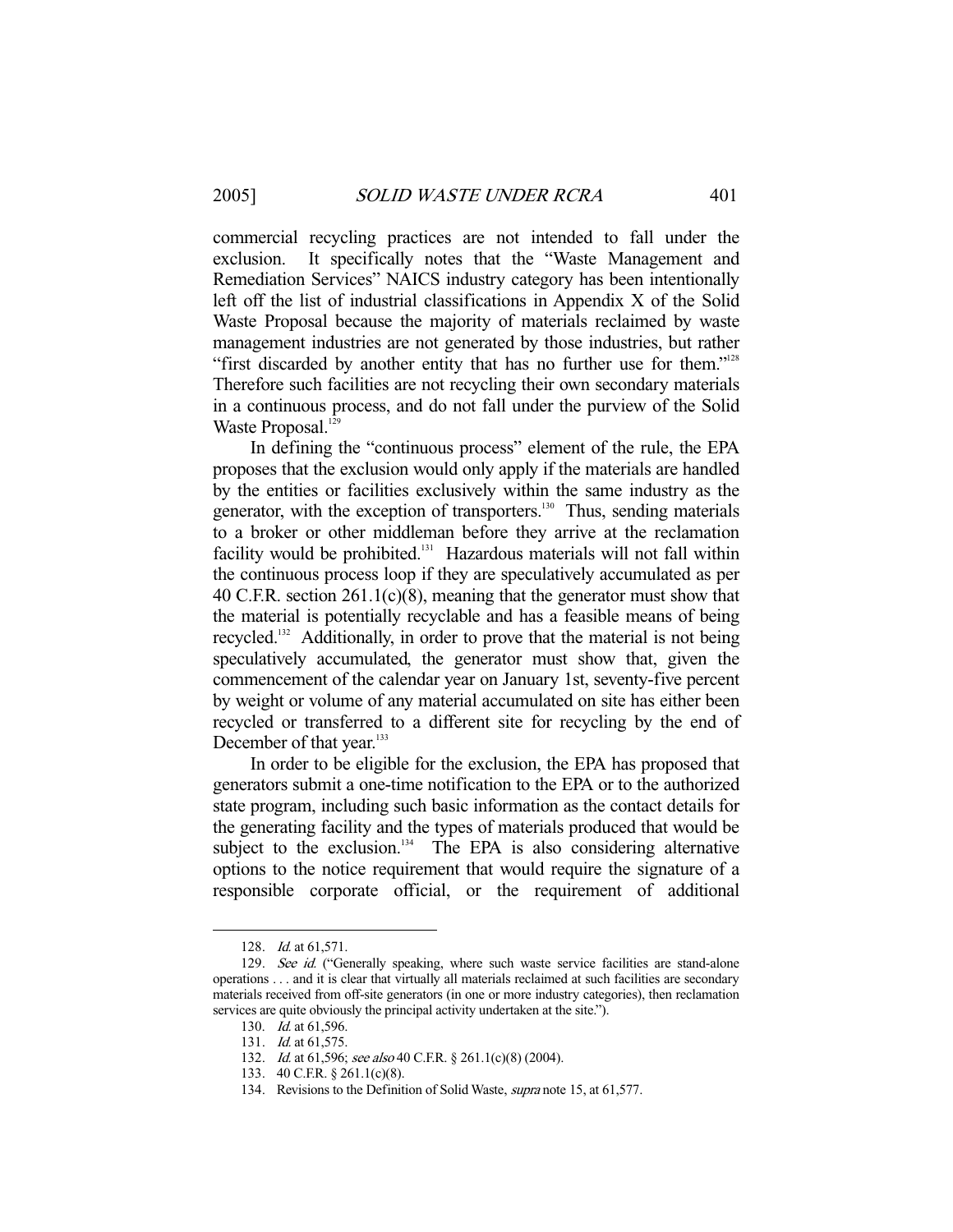commercial recycling practices are not intended to fall under the exclusion. It specifically notes that the "Waste Management and Remediation Services" NAICS industry category has been intentionally left off the list of industrial classifications in Appendix X of the Solid Waste Proposal because the majority of materials reclaimed by waste management industries are not generated by those industries, but rather "first discarded by another entity that has no further use for them."[128] Therefore such facilities are not recycling their own secondary materials in a continuous process, and do not fall under the purview of the Solid Waste Proposal.[129]

In defining the "continuous process" element of the rule, the EPA proposes that the exclusion would only apply if the materials are handled by the entities or facilities exclusively within the same industry as the generator, with the exception of transporters.[130] Thus, sending materials to a broker or other middleman before they arrive at the reclamation facility would be prohibited.[131] Hazardous materials will not fall within the continuous process loop if they are speculatively accumulated as per 40 C.F.R. section 261.1(c)(8), meaning that the generator must show that the material is potentially recyclable and has a feasible means of being recycled.[132] Additionally, in order to prove that the material is not being speculatively accumulated, the generator must show that, given the commencement of the calendar year on January 1st, seventy-five percent by weight or volume of any material accumulated on site has either been recycled or transferred to a different site for recycling by the end of December of that year.[133]

In order to be eligible for the exclusion, the EPA has proposed that generators submit a one-time notification to the EPA or to the authorized state program, including such basic information as the contact details for the generating facility and the types of materials produced that would be subject to the exclusion.[134] The EPA is also considering alternative options to the notice requirement that would require the signature of a responsible corporate official, or the requirement of additional

---

128. *Id.* at 61,571.

129. *See id.* ("Generally speaking, where such waste service facilities are stand-alone operations . . . and it is clear that virtually all materials reclaimed at such facilities are secondary materials received from off-site generators (in one or more industry categories), then reclamation services are quite obviously the principal activity undertaken at the site.").

130. *Id.* at 61,596.

131. *Id.* at 61,575.

132. *Id.* at 61,596; *see also* 40 C.F.R. § 261.1(c)(8) (2004).

133. 40 C.F.R. § 261.1(c)(8).

134. Revisions to the Definition of Solid Waste, *supra* note 15, at 61,577.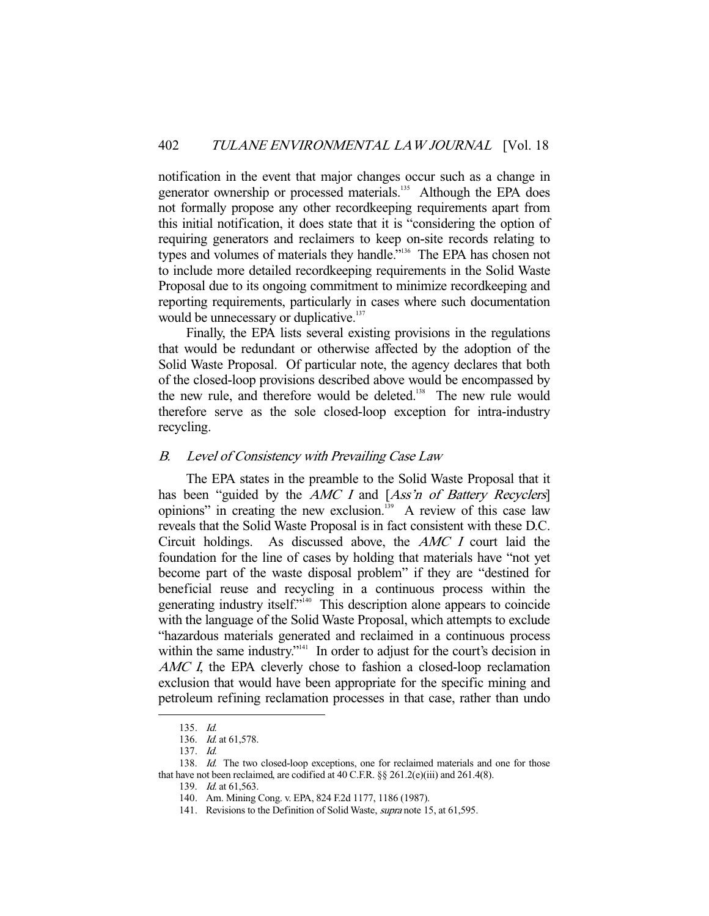notification in the event that major changes occur such as a change in generator ownership or processed materials.[135] Although the EPA does not formally propose any other recordkeeping requirements apart from this initial notification, it does state that it is "considering the option of requiring generators and reclaimers to keep on-site records relating to types and volumes of materials they handle."[136] The EPA has chosen not to include more detailed recordkeeping requirements in the Solid Waste Proposal due to its ongoing commitment to minimize recordkeeping and reporting requirements, particularly in cases where such documentation would be unnecessary or duplicative.[137]

Finally, the EPA lists several existing provisions in the regulations that would be redundant or otherwise affected by the adoption of the Solid Waste Proposal. Of particular note, the agency declares that both of the closed-loop provisions described above would be encompassed by the new rule, and therefore would be deleted.[138] The new rule would therefore serve as the sole closed-loop exception for intra-industry recycling.

### *B. Level of Consistency with Prevailing Case Law*

The EPA states in the preamble to the Solid Waste Proposal that it has been "guided by the *AMC I* and [*Ass'n of Battery Recyclers*] opinions" in creating the new exclusion.[139] A review of this case law reveals that the Solid Waste Proposal is in fact consistent with these D.C. Circuit holdings. As discussed above, the *AMC I* court laid the foundation for the line of cases by holding that materials have "not yet become part of the waste disposal problem" if they are "destined for beneficial reuse and recycling in a continuous process within the generating industry itself."[140] This description alone appears to coincide with the language of the Solid Waste Proposal, which attempts to exclude "hazardous materials generated and reclaimed in a continuous process within the same industry."[141] In order to adjust for the court's decision in *AMC I*, the EPA cleverly chose to fashion a closed-loop reclamation exclusion that would have been appropriate for the specific mining and petroleum refining reclamation processes in that case, rather than undo

---

135. *Id.*

136. *Id.* at 61,578.

137. *Id.*

138. *Id.* The two closed-loop exceptions, one for reclaimed materials and one for those that have not been reclaimed, are codified at 40 C.F.R. §§ 261.2(e)(iii) and 261.4(8).

139. *Id.* at 61,563.

140. Am. Mining Cong. v. EPA, 824 F.2d 1177, 1186 (1987).

141. Revisions to the Definition of Solid Waste, *supra* note 15, at 61,595.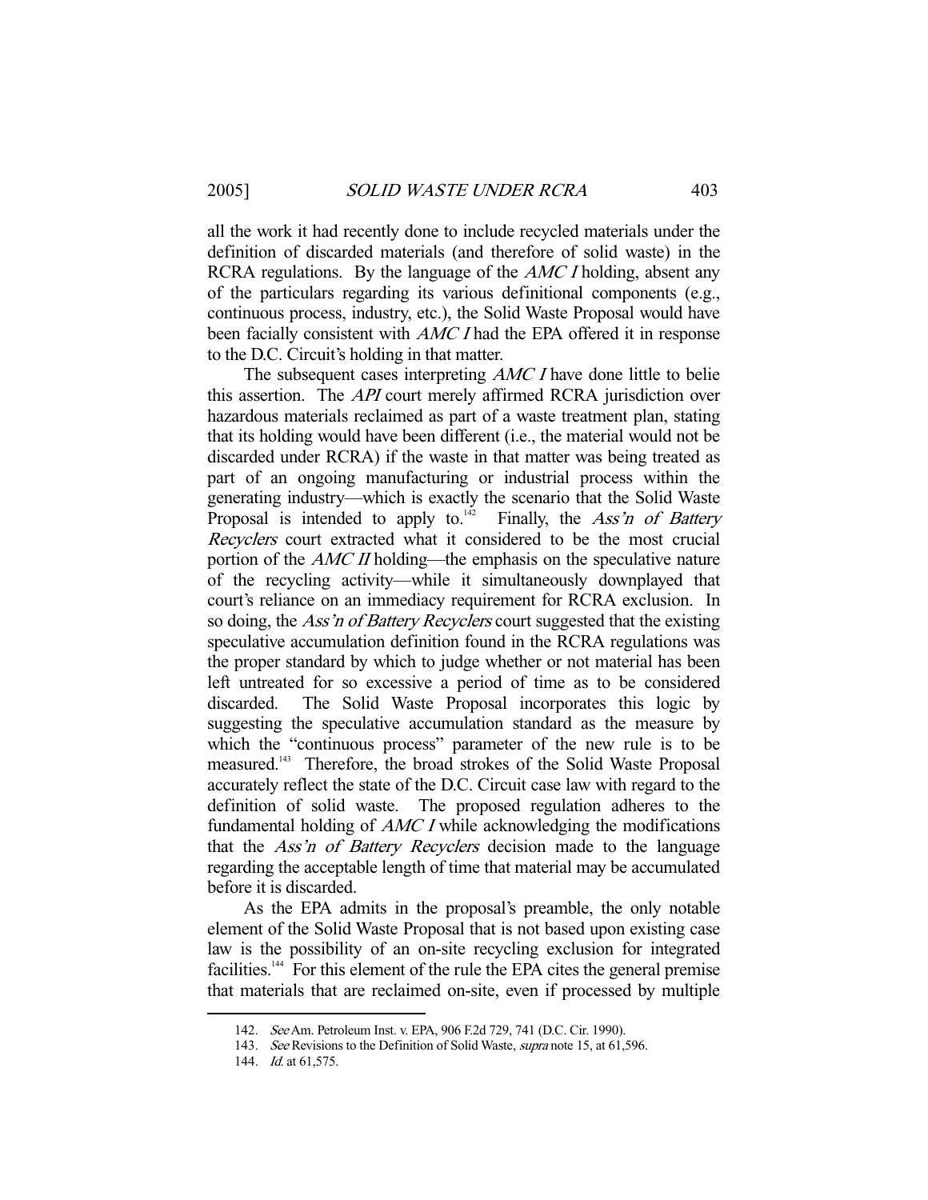all the work it had recently done to include recycled materials under the definition of discarded materials (and therefore of solid waste) in the RCRA regulations. By the language of the *AMC I* holding, absent any of the particulars regarding its various definitional components (e.g., continuous process, industry, etc.), the Solid Waste Proposal would have been facially consistent with *AMC I* had the EPA offered it in response to the D.C. Circuit's holding in that matter.

The subsequent cases interpreting *AMC I* have done little to belie this assertion. The *API* court merely affirmed RCRA jurisdiction over hazardous materials reclaimed as part of a waste treatment plan, stating that its holding would have been different (i.e., the material would not be discarded under RCRA) if the waste in that matter was being treated as part of an ongoing manufacturing or industrial process within the generating industry—which is exactly the scenario that the Solid Waste Proposal is intended to apply to.[142] Finally, the *Ass'n of Battery Recyclers* court extracted what it considered to be the most crucial portion of the *AMC II* holding—the emphasis on the speculative nature of the recycling activity—while it simultaneously downplayed that court's reliance on an immediacy requirement for RCRA exclusion. In so doing, the *Ass'n of Battery Recyclers* court suggested that the existing speculative accumulation definition found in the RCRA regulations was the proper standard by which to judge whether or not material has been left untreated for so excessive a period of time as to be considered discarded. The Solid Waste Proposal incorporates this logic by suggesting the speculative accumulation standard as the measure by which the "continuous process" parameter of the new rule is to be measured.[143] Therefore, the broad strokes of the Solid Waste Proposal accurately reflect the state of the D.C. Circuit case law with regard to the definition of solid waste. The proposed regulation adheres to the fundamental holding of *AMC I* while acknowledging the modifications that the *Ass'n of Battery Recyclers* decision made to the language regarding the acceptable length of time that material may be accumulated before it is discarded.

As the EPA admits in the proposal's preamble, the only notable element of the Solid Waste Proposal that is not based upon existing case law is the possibility of an on-site recycling exclusion for integrated facilities.[144] For this element of the rule the EPA cites the general premise that materials that are reclaimed on-site, even if processed by multiple

---

142. *See* Am. Petroleum Inst. v. EPA, 906 F.2d 729, 741 (D.C. Cir. 1990).

143. *See* Revisions to the Definition of Solid Waste, *supra* note 15, at 61,596.

144. *Id.* at 61,575.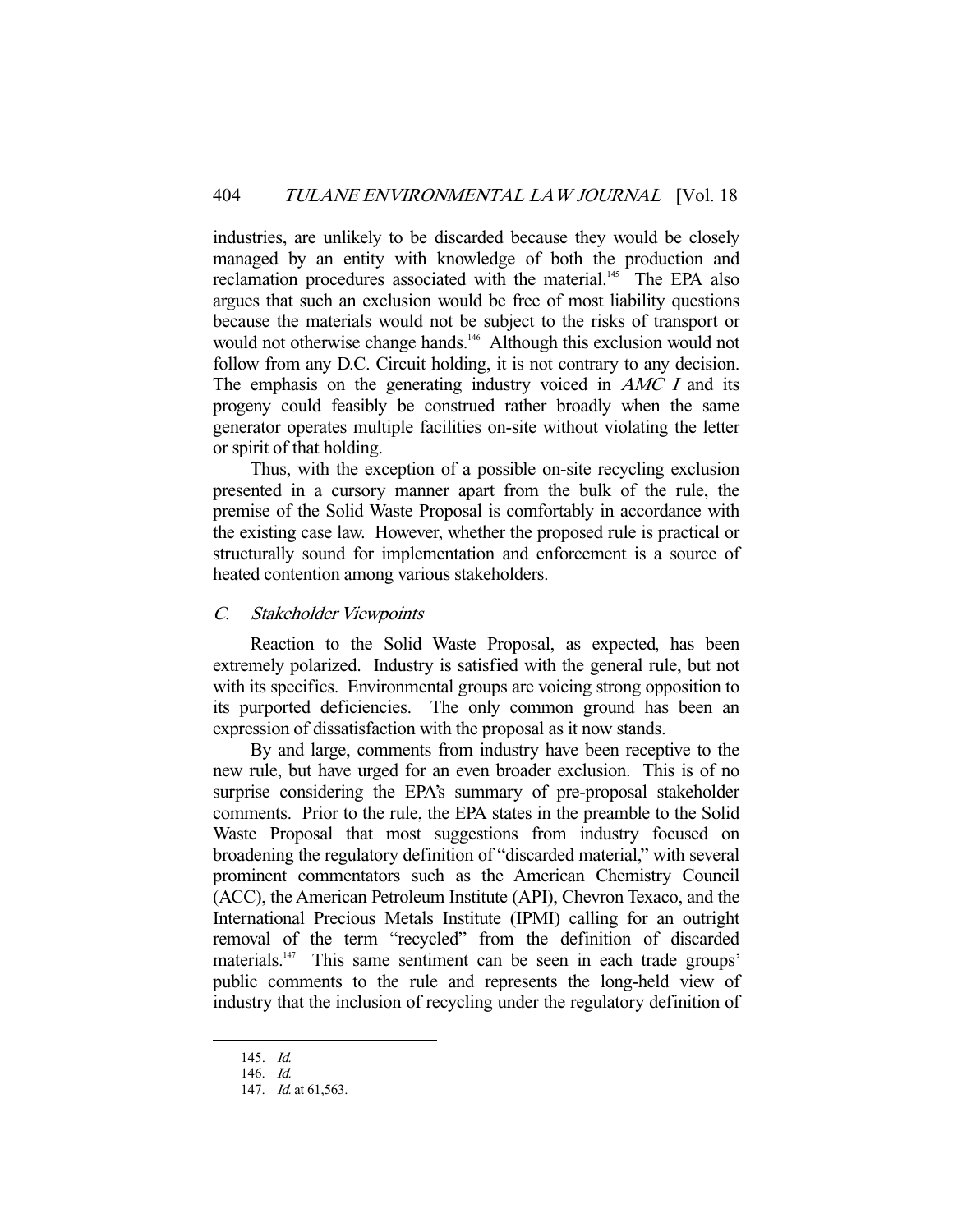industries, are unlikely to be discarded because they would be closely managed by an entity with knowledge of both the production and reclamation procedures associated with the material.[145] The EPA also argues that such an exclusion would be free of most liability questions because the materials would not be subject to the risks of transport or would not otherwise change hands.[146] Although this exclusion would not follow from any D.C. Circuit holding, it is not contrary to any decision. The emphasis on the generating industry voiced in *AMC I* and its progeny could feasibly be construed rather broadly when the same generator operates multiple facilities on-site without violating the letter or spirit of that holding.

Thus, with the exception of a possible on-site recycling exclusion presented in a cursory manner apart from the bulk of the rule, the premise of the Solid Waste Proposal is comfortably in accordance with the existing case law. However, whether the proposed rule is practical or structurally sound for implementation and enforcement is a source of heated contention among various stakeholders.

### C. *Stakeholder Viewpoints*

Reaction to the Solid Waste Proposal, as expected, has been extremely polarized. Industry is satisfied with the general rule, but not with its specifics. Environmental groups are voicing strong opposition to its purported deficiencies. The only common ground has been an expression of dissatisfaction with the proposal as it now stands.

By and large, comments from industry have been receptive to the new rule, but have urged for an even broader exclusion. This is of no surprise considering the EPA's summary of pre-proposal stakeholder comments. Prior to the rule, the EPA states in the preamble to the Solid Waste Proposal that most suggestions from industry focused on broadening the regulatory definition of "discarded material," with several prominent commentators such as the American Chemistry Council (ACC), the American Petroleum Institute (API), Chevron Texaco, and the International Precious Metals Institute (IPMI) calling for an outright removal of the term "recycled" from the definition of discarded materials.[147] This same sentiment can be seen in each trade groups' public comments to the rule and represents the long-held view of industry that the inclusion of recycling under the regulatory definition of

---

145. *Id.*

146. *Id.*

147. *Id.* at 61,563.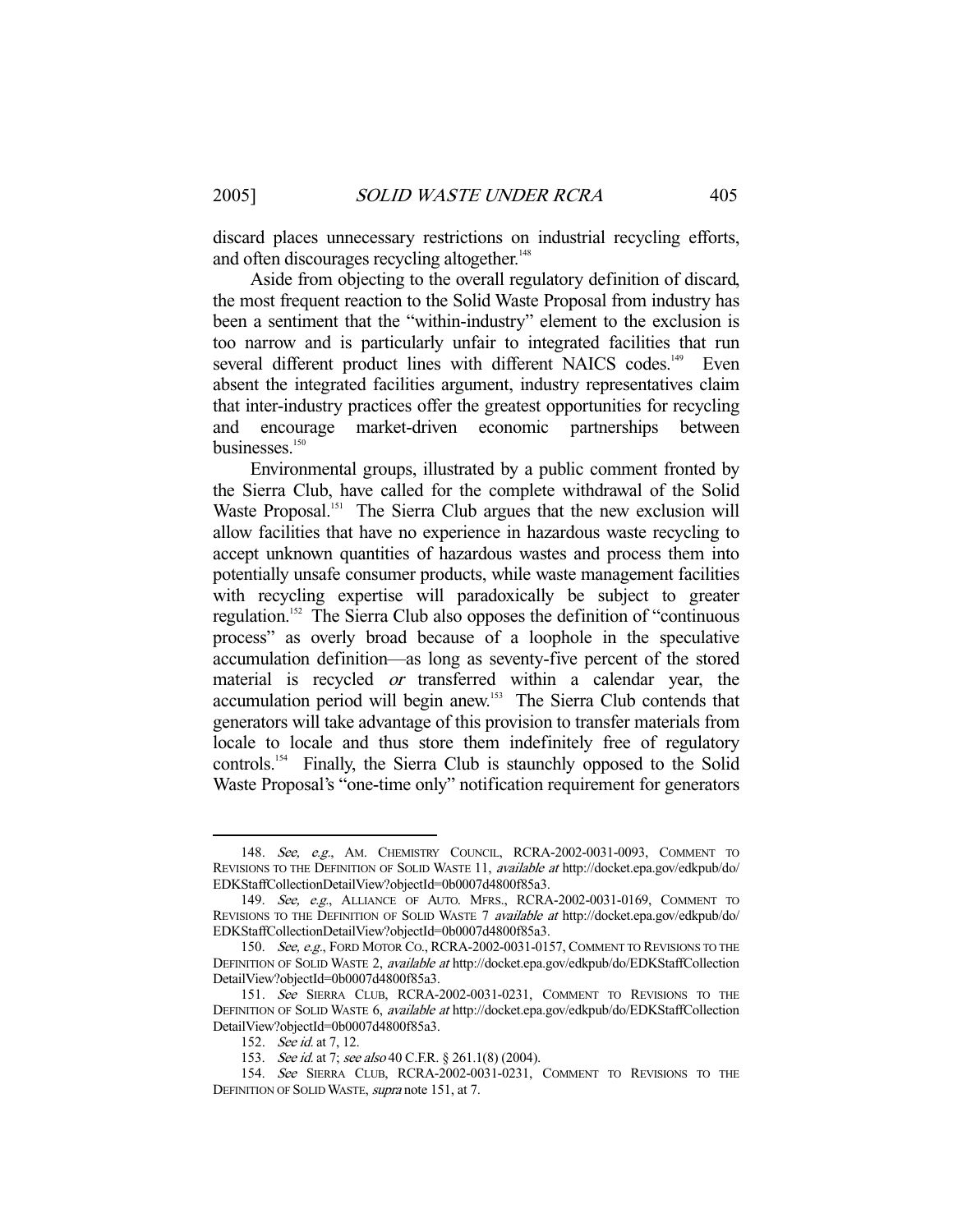discard places unnecessary restrictions on industrial recycling efforts, and often discourages recycling altogether.[148]

Aside from objecting to the overall regulatory definition of discard, the most frequent reaction to the Solid Waste Proposal from industry has been a sentiment that the "within-industry" element to the exclusion is too narrow and is particularly unfair to integrated facilities that run several different product lines with different NAICS codes.[149] Even absent the integrated facilities argument, industry representatives claim that inter-industry practices offer the greatest opportunities for recycling and encourage market-driven economic partnerships between businesses.[150]

Environmental groups, illustrated by a public comment fronted by the Sierra Club, have called for the complete withdrawal of the Solid Waste Proposal.[151] The Sierra Club argues that the new exclusion will allow facilities that have no experience in hazardous waste recycling to accept unknown quantities of hazardous wastes and process them into potentially unsafe consumer products, while waste management facilities with recycling expertise will paradoxically be subject to greater regulation.[152] The Sierra Club also opposes the definition of "continuous process" as overly broad because of a loophole in the speculative accumulation definition—as long as seventy-five percent of the stored material is recycled *or* transferred within a calendar year, the accumulation period will begin anew.[153] The Sierra Club contends that generators will take advantage of this provision to transfer materials from locale to locale and thus store them indefinitely free of regulatory controls.[154] Finally, the Sierra Club is staunchly opposed to the Solid Waste Proposal's "one-time only" notification requirement for generators

---

148. *See, e.g.*, AM. CHEMISTRY COUNCIL, RCRA-2002-0031-0093, COMMENT TO REVISIONS TO THE DEFINITION OF SOLID WASTE 11, *available at* http://docket.epa.gov/edkpub/do/EDKStaffCollectionDetailView?objectId=0b0007d4800f85a3.

149. *See, e.g.*, ALLIANCE OF AUTO. MFRS., RCRA-2002-0031-0169, COMMENT TO REVISIONS TO THE DEFINITION OF SOLID WASTE 7 *available at* http://docket.epa.gov/edkpub/do/EDKStaffCollectionDetailView?objectId=0b0007d4800f85a3.

150. *See, e.g.*, FORD MOTOR CO., RCRA-2002-0031-0157, COMMENT TO REVISIONS TO THE DEFINITION OF SOLID WASTE 2, *available at* http://docket.epa.gov/edkpub/do/EDKStaffCollectionDetailView?objectId=0b0007d4800f85a3.

151. *See* SIERRA CLUB, RCRA-2002-0031-0231, COMMENT TO REVISIONS TO THE DEFINITION OF SOLID WASTE 6, *available at* http://docket.epa.gov/edkpub/do/EDKStaffCollectionDetailView?objectId=0b0007d4800f85a3.

152. *See id.* at 7, 12.

153. *See id.* at 7; *see also* 40 C.F.R. § 261.1(8) (2004).

154. *See* SIERRA CLUB, RCRA-2002-0031-0231, COMMENT TO REVISIONS TO THE DEFINITION OF SOLID WASTE, *supra* note 151, at 7.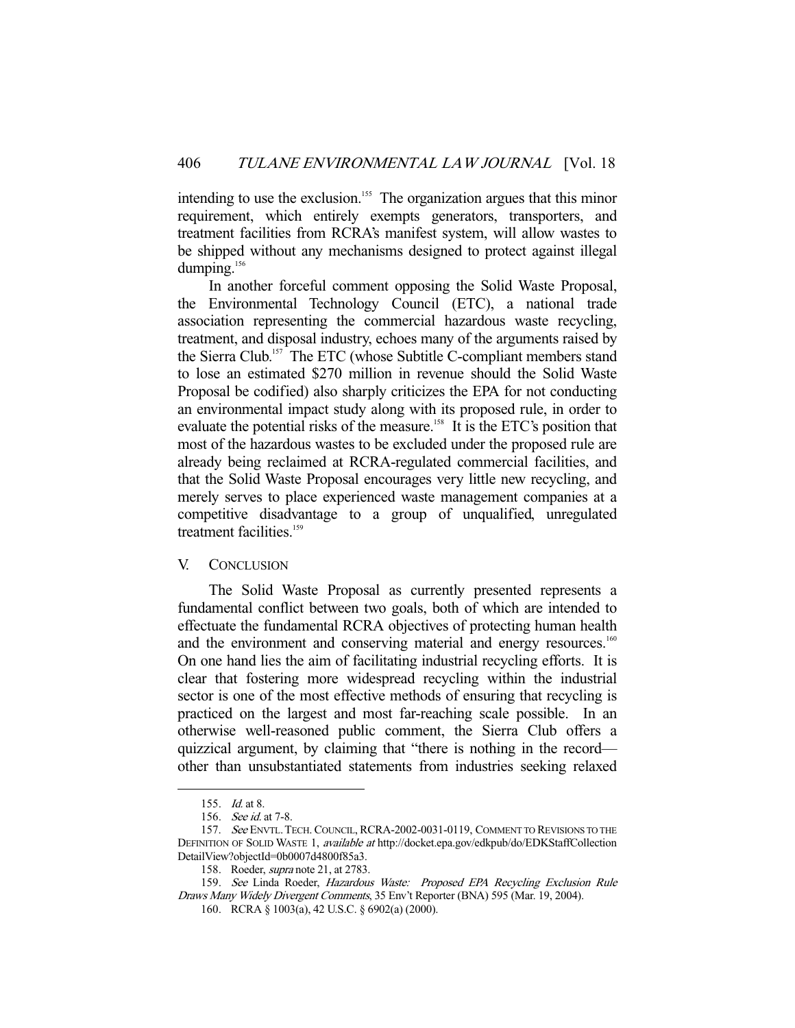intending to use the exclusion.[155] The organization argues that this minor requirement, which entirely exempts generators, transporters, and treatment facilities from RCRA's manifest system, will allow wastes to be shipped without any mechanisms designed to protect against illegal dumping.[156]

In another forceful comment opposing the Solid Waste Proposal, the Environmental Technology Council (ETC), a national trade association representing the commercial hazardous waste recycling, treatment, and disposal industry, echoes many of the arguments raised by the Sierra Club.[157] The ETC (whose Subtitle C-compliant members stand to lose an estimated $270 million in revenue should the Solid Waste Proposal be codified) also sharply criticizes the EPA for not conducting an environmental impact study along with its proposed rule, in order to evaluate the potential risks of the measure.[158] It is the ETC's position that most of the hazardous wastes to be excluded under the proposed rule are already being reclaimed at RCRA-regulated commercial facilities, and that the Solid Waste Proposal encourages very little new recycling, and merely serves to place experienced waste management companies at a competitive disadvantage to a group of unqualified, unregulated treatment facilities.[159]

## V. CONCLUSION

The Solid Waste Proposal as currently presented represents a fundamental conflict between two goals, both of which are intended to effectuate the fundamental RCRA objectives of protecting human health and the environment and conserving material and energy resources.[160] On one hand lies the aim of facilitating industrial recycling efforts. It is clear that fostering more widespread recycling within the industrial sector is one of the most effective methods of ensuring that recycling is practiced on the largest and most far-reaching scale possible. In an otherwise well-reasoned public comment, the Sierra Club offers a quizzical argument, by claiming that "there is nothing in the record—other than unsubstantiated statements from industries seeking relaxed

---

155. *Id.* at 8.

156. *See id.* at 7-8.

157. *See* ENVTL. TECH. COUNCIL, RCRA-2002-0031-0119, COMMENT TO REVISIONS TO THE DEFINITION OF SOLID WASTE 1, *available at* http://docket.epa.gov/edkpub/do/EDKStaffCollectionDetailView?objectId=0b0007d4800f85a3.

158. Roeder, *supra* note 21, at 2783.

159. *See* Linda Roeder, *Hazardous Waste: Proposed EPA Recycling Exclusion Rule Draws Many Widely Divergent Comments*, 35 Env't Reporter (BNA) 595 (Mar. 19, 2004).

160. RCRA § 1003(a), 42 U.S.C. § 6902(a) (2000).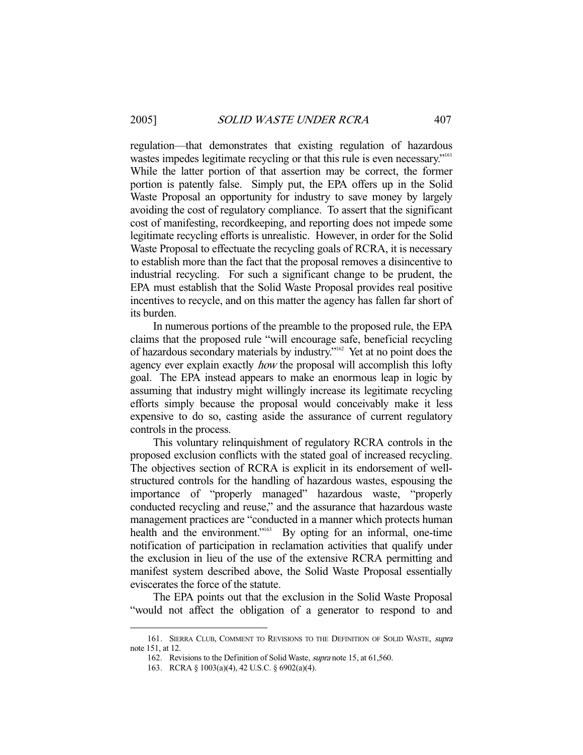regulation—that demonstrates that existing regulation of hazardous wastes impedes legitimate recycling or that this rule is even necessary."[161] While the latter portion of that assertion may be correct, the former portion is patently false. Simply put, the EPA offers up in the Solid Waste Proposal an opportunity for industry to save money by largely avoiding the cost of regulatory compliance. To assert that the significant cost of manifesting, recordkeeping, and reporting does not impede some legitimate recycling efforts is unrealistic. However, in order for the Solid Waste Proposal to effectuate the recycling goals of RCRA, it is necessary to establish more than the fact that the proposal removes a disincentive to industrial recycling. For such a significant change to be prudent, the EPA must establish that the Solid Waste Proposal provides real positive incentives to recycle, and on this matter the agency has fallen far short of its burden.

In numerous portions of the preamble to the proposed rule, the EPA claims that the proposed rule "will encourage safe, beneficial recycling of hazardous secondary materials by industry."[162] Yet at no point does the agency ever explain exactly *how* the proposal will accomplish this lofty goal. The EPA instead appears to make an enormous leap in logic by assuming that industry might willingly increase its legitimate recycling efforts simply because the proposal would conceivably make it less expensive to do so, casting aside the assurance of current regulatory controls in the process.

This voluntary relinquishment of regulatory RCRA controls in the proposed exclusion conflicts with the stated goal of increased recycling. The objectives section of RCRA is explicit in its endorsement of well-structured controls for the handling of hazardous wastes, espousing the importance of "properly managed" hazardous waste, "properly conducted recycling and reuse," and the assurance that hazardous waste management practices are "conducted in a manner which protects human health and the environment."[163] By opting for an informal, one-time notification of participation in reclamation activities that qualify under the exclusion in lieu of the use of the extensive RCRA permitting and manifest system described above, the Solid Waste Proposal essentially eviscerates the force of the statute.

The EPA points out that the exclusion in the Solid Waste Proposal "would not affect the obligation of a generator to respond to and

---

161. SIERRA CLUB, COMMENT TO REVISIONS TO THE DEFINITION OF SOLID WASTE, *supra* note 151, at 12.

162. Revisions to the Definition of Solid Waste, *supra* note 15, at 61,560.

163. RCRA § 1003(a)(4), 42 U.S.C. § 6902(a)(4).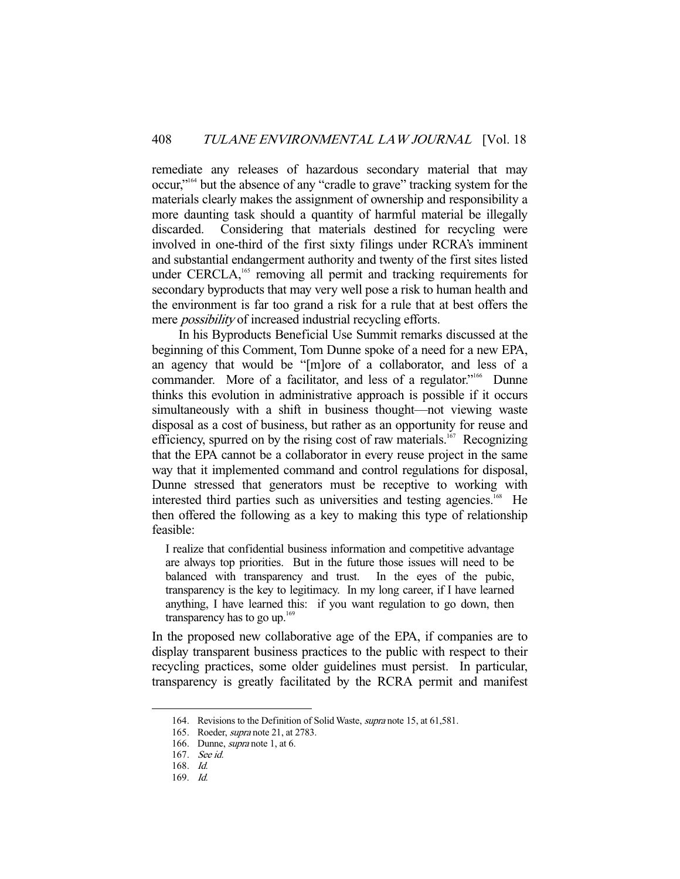remediate any releases of hazardous secondary material that may occur,"[164] but the absence of any "cradle to grave" tracking system for the materials clearly makes the assignment of ownership and responsibility a more daunting task should a quantity of harmful material be illegally discarded. Considering that materials destined for recycling were involved in one-third of the first sixty filings under RCRA's imminent and substantial endangerment authority and twenty of the first sites listed under CERCLA,[165] removing all permit and tracking requirements for secondary byproducts that may very well pose a risk to human health and the environment is far too grand a risk for a rule that at best offers the mere *possibility* of increased industrial recycling efforts.

In his Byproducts Beneficial Use Summit remarks discussed at the beginning of this Comment, Tom Dunne spoke of a need for a new EPA, an agency that would be "[m]ore of a collaborator, and less of a commander. More of a facilitator, and less of a regulator."[166] Dunne thinks this evolution in administrative approach is possible if it occurs simultaneously with a shift in business thought—not viewing waste disposal as a cost of business, but rather as an opportunity for reuse and efficiency, spurred on by the rising cost of raw materials.[167] Recognizing that the EPA cannot be a collaborator in every reuse project in the same way that it implemented command and control regulations for disposal, Dunne stressed that generators must be receptive to working with interested third parties such as universities and testing agencies.[168] He then offered the following as a key to making this type of relationship feasible:

> I realize that confidential business information and competitive advantage are always top priorities. But in the future those issues will need to be balanced with transparency and trust. In the eyes of the pubic, transparency is the key to legitimacy. In my long career, if I have learned anything, I have learned this: if you want regulation to go down, then transparency has to go up.[169]

In the proposed new collaborative age of the EPA, if companies are to display transparent business practices to the public with respect to their recycling practices, some older guidelines must persist. In particular, transparency is greatly facilitated by the RCRA permit and manifest

---

164. Revisions to the Definition of Solid Waste, *supra* note 15, at 61,581.
165. Roeder, *supra* note 21, at 2783.
166. Dunne, *supra* note 1, at 6.
167. *See id.*
168. *Id.*
169. *Id.*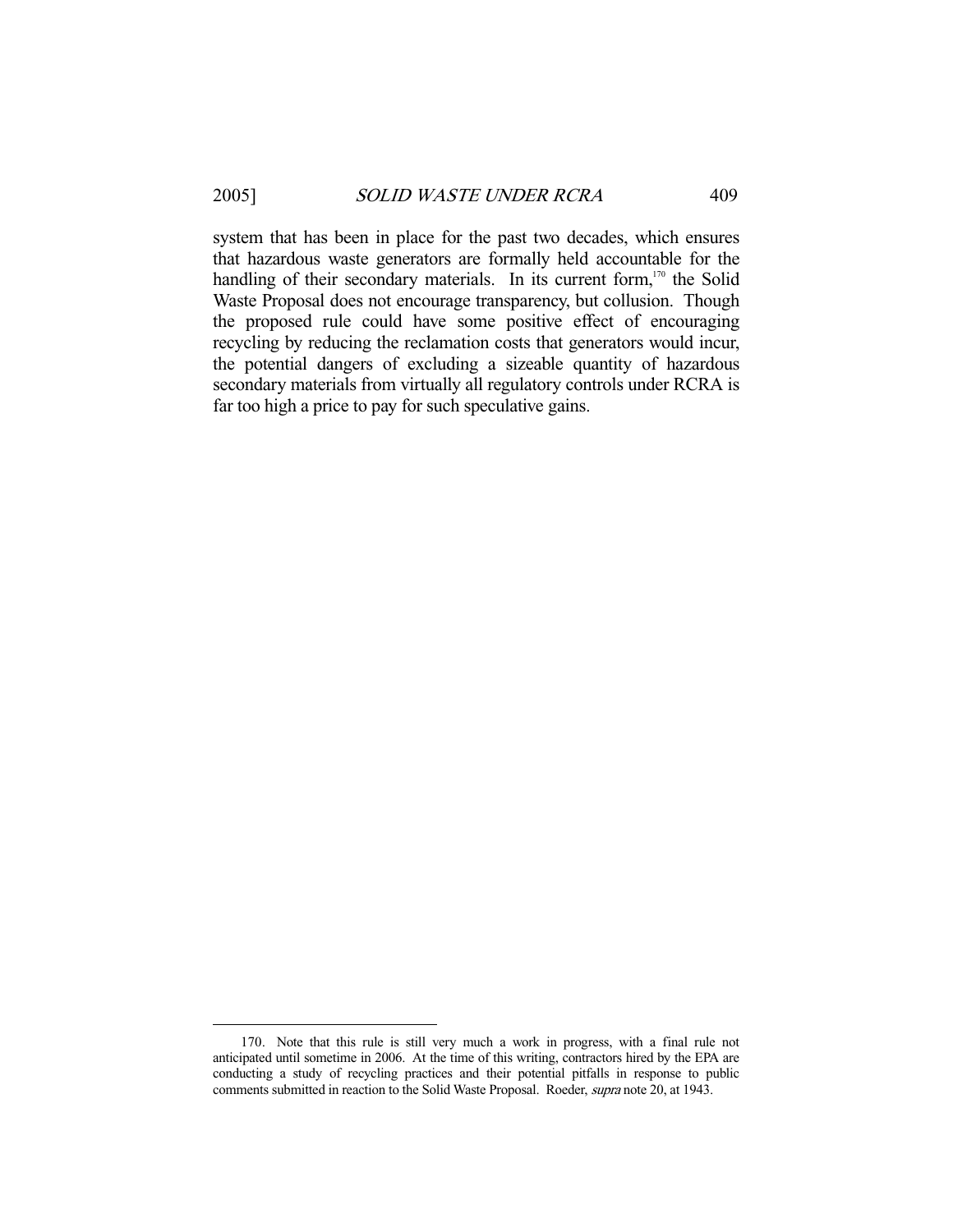system that has been in place for the past two decades, which ensures that hazardous waste generators are formally held accountable for the handling of their secondary materials. In its current form,[170] the Solid Waste Proposal does not encourage transparency, but collusion. Though the proposed rule could have some positive effect of encouraging recycling by reducing the reclamation costs that generators would incur, the potential dangers of excluding a sizeable quantity of hazardous secondary materials from virtually all regulatory controls under RCRA is far too high a price to pay for such speculative gains.

---

170. Note that this rule is still very much a work in progress, with a final rule not anticipated until sometime in 2006. At the time of this writing, contractors hired by the EPA are conducting a study of recycling practices and their potential pitfalls in response to public comments submitted in reaction to the Solid Waste Proposal. Roeder, *supra* note 20, at 1943.